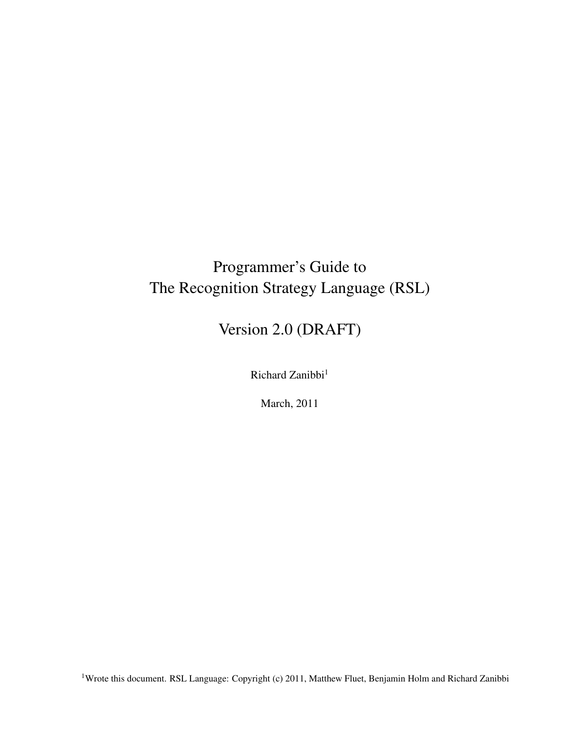# Programmer's Guide to The Recognition Strategy Language (RSL)

## Version 2.0 (DRAFT)

Richard Zanibbi[1]

March, 2011

[1]Wrote this document. RSL Language: Copyright (c) 2011, Matthew Fluet, Benjamin Holm and Richard Zanibbi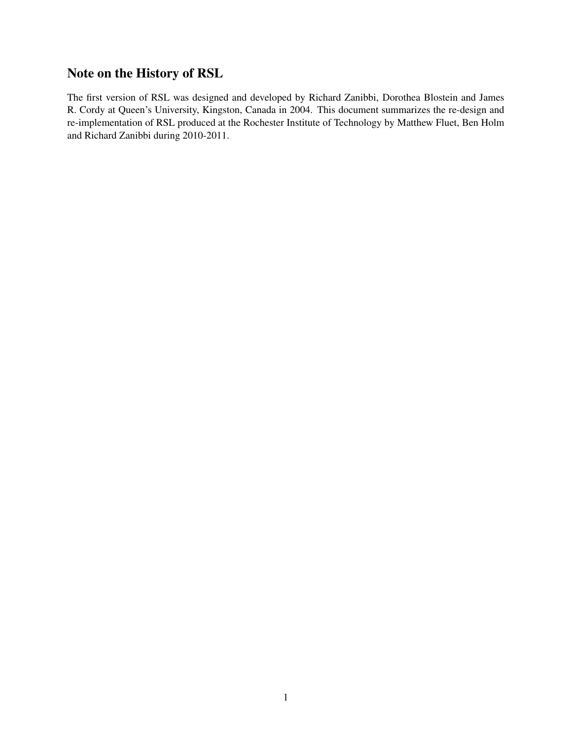## Note on the History of RSL

The first version of RSL was designed and developed by Richard Zanibbi, Dorothea Blostein and James R. Cordy at Queen's University, Kingston, Canada in 2004. This document summarizes the re-design and re-implementation of RSL produced at the Rochester Institute of Technology by Matthew Fluet, Ben Holm and Richard Zanibbi during 2010-2011.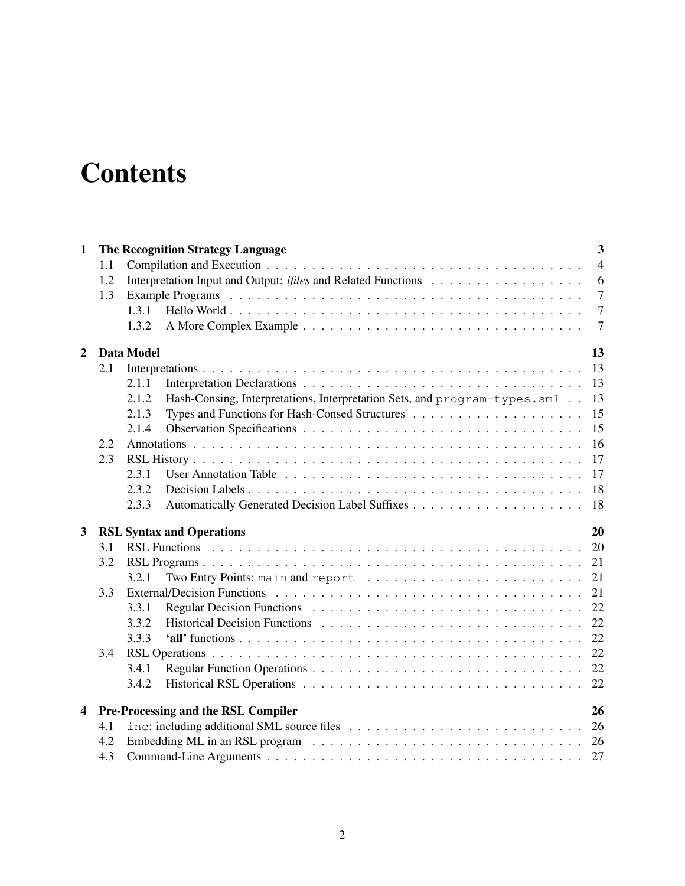# Contents

- **1 The Recognition Strategy Language** — **3**
  - 1.1 Compilation and Execution — 4
  - 1.2 Interpretation Input and Output: *ifiles* and Related Functions — 6
  - 1.3 Example Programs — 7
    - 1.3.1 Hello World — 7
    - 1.3.2 A More Complex Example — 7
- **2 Data Model** — **13**
  - 2.1 Interpretations — 13
    - 2.1.1 Interpretation Declarations — 13
    - 2.1.2 Hash-Consing, Interpretations, Interpretation Sets, and `program-types.sml` — 13
    - 2.1.3 Types and Functions for Hash-Consed Structures — 15
    - 2.1.4 Observation Specifications — 15
  - 2.2 Annotations — 16
  - 2.3 RSL History — 17
    - 2.3.1 User Annotation Table — 17
    - 2.3.2 Decision Labels — 18
    - 2.3.3 Automatically Generated Decision Label Suffixes — 18
- **3 RSL Syntax and Operations** — **20**
  - 3.1 RSL Functions — 20
  - 3.2 RSL Programs — 21
    - 3.2.1 Two Entry Points: `main` and `report` — 21
  - 3.3 External/Decision Functions — 21
    - 3.3.1 Regular Decision Functions — 22
    - 3.3.2 Historical Decision Functions — 22
    - 3.3.3 **'all'** functions — 22
  - 3.4 RSL Operations — 22
    - 3.4.1 Regular Function Operations — 22
    - 3.4.2 Historical RSL Operations — 22
- **4 Pre-Processing and the RSL Compiler** — **26**
  - 4.1 `inc`: including additional SML source files — 26
  - 4.2 Embedding ML in an RSL program — 26
  - 4.3 Command-Line Arguments — 27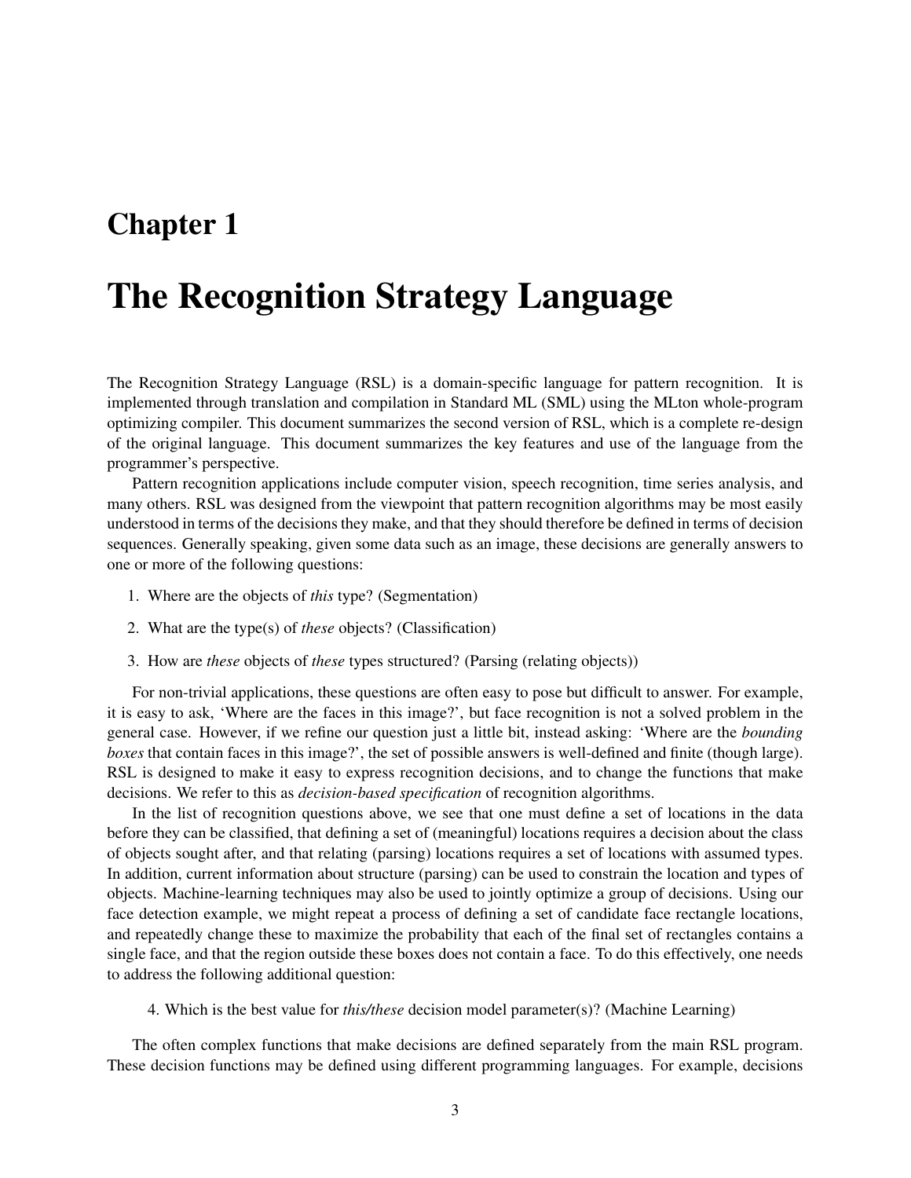# Chapter 1

# The Recognition Strategy Language

The Recognition Strategy Language (RSL) is a domain-specific language for pattern recognition. It is implemented through translation and compilation in Standard ML (SML) using the MLton whole-program optimizing compiler. This document summarizes the second version of RSL, which is a complete re-design of the original language. This document summarizes the key features and use of the language from the programmer's perspective.

Pattern recognition applications include computer vision, speech recognition, time series analysis, and many others. RSL was designed from the viewpoint that pattern recognition algorithms may be most easily understood in terms of the decisions they make, and that they should therefore be defined in terms of decision sequences. Generally speaking, given some data such as an image, these decisions are generally answers to one or more of the following questions:

1. Where are the objects of *this* type? (Segmentation)
2. What are the type(s) of *these* objects? (Classification)
3. How are *these* objects of *these* types structured? (Parsing (relating objects))

For non-trivial applications, these questions are often easy to pose but difficult to answer. For example, it is easy to ask, 'Where are the faces in this image?', but face recognition is not a solved problem in the general case. However, if we refine our question just a little bit, instead asking: 'Where are the *bounding boxes* that contain faces in this image?', the set of possible answers is well-defined and finite (though large). RSL is designed to make it easy to express recognition decisions, and to change the functions that make decisions. We refer to this as *decision-based specification* of recognition algorithms.

In the list of recognition questions above, we see that one must define a set of locations in the data before they can be classified, that defining a set of (meaningful) locations requires a decision about the class of objects sought after, and that relating (parsing) locations requires a set of locations with assumed types. In addition, current information about structure (parsing) can be used to constrain the location and types of objects. Machine-learning techniques may also be used to jointly optimize a group of decisions. Using our face detection example, we might repeat a process of defining a set of candidate face rectangle locations, and repeatedly change these to maximize the probability that each of the final set of rectangles contains a single face, and that the region outside these boxes does not contain a face. To do this effectively, one needs to address the following additional question:

4. Which is the best value for *this/these* decision model parameter(s)? (Machine Learning)

The often complex functions that make decisions are defined separately from the main RSL program. These decision functions may be defined using different programming languages. For example, decisions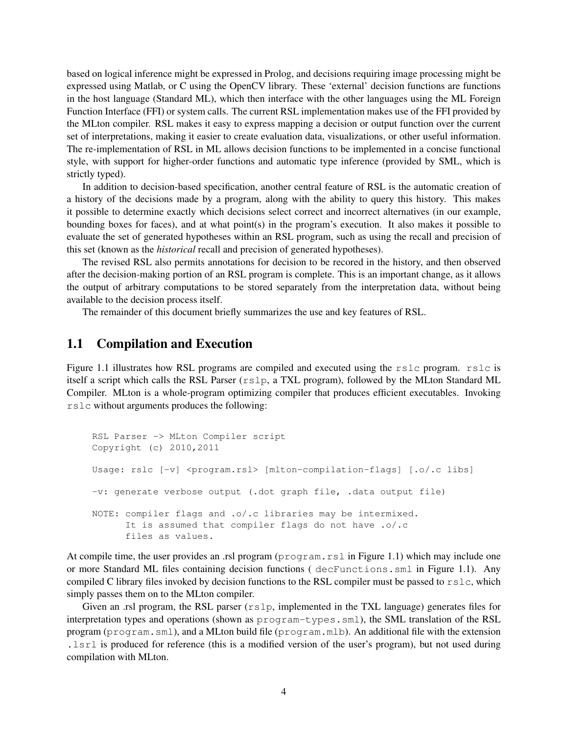based on logical inference might be expressed in Prolog, and decisions requiring image processing might be expressed using Matlab, or C using the OpenCV library. These 'external' decision functions are functions in the host language (Standard ML), which then interface with the other languages using the ML Foreign Function Interface (FFI) or system calls. The current RSL implementation makes use of the FFI provided by the MLton compiler. RSL makes it easy to express mapping a decision or output function over the current set of interpretations, making it easier to create evaluation data, visualizations, or other useful information. The re-implementation of RSL in ML allows decision functions to be implemented in a concise functional style, with support for higher-order functions and automatic type inference (provided by SML, which is strictly typed).

In addition to decision-based specification, another central feature of RSL is the automatic creation of a history of the decisions made by a program, along with the ability to query this history. This makes it possible to determine exactly which decisions select correct and incorrect alternatives (in our example, bounding boxes for faces), and at what point(s) in the program's execution. It also makes it possible to evaluate the set of generated hypotheses within an RSL program, such as using the recall and precision of this set (known as the *historical* recall and precision of generated hypotheses).

The revised RSL also permits annotations for decision to be recored in the history, and then observed after the decision-making portion of an RSL program is complete. This is an important change, as it allows the output of arbitrary computations to be stored separately from the interpretation data, without being available to the decision process itself.

The remainder of this document briefly summarizes the use and key features of RSL.

## 1.1 Compilation and Execution

Figure 1.1 illustrates how RSL programs are compiled and executed using the `rslc` program. `rslc` is itself a script which calls the RSL Parser (`rslp`, a TXL program), followed by the MLton Standard ML Compiler. MLton is a whole-program optimizing compiler that produces efficient executables. Invoking `rslc` without arguments produces the following:

```
RSL Parser -> MLton Compiler script
Copyright (c) 2010,2011

Usage: rslc [-v] <program.rsl> [mlton-compilation-flags] [.o/.c libs]

-v: generate verbose output (.dot graph file, .data output file)

NOTE: compiler flags and .o/.c libraries may be intermixed.
      It is assumed that compiler flags do not have .o/.c
      files as values.
```

At compile time, the user provides an .rsl program (`program.rsl` in Figure 1.1) which may include one or more Standard ML files containing decision functions ( `decFunctions.sml` in Figure 1.1). Any compiled C library files invoked by decision functions to the RSL compiler must be passed to `rslc`, which simply passes them on to the MLton compiler.

Given an .rsl program, the RSL parser (`rslp`, implemented in the TXL language) generates files for interpretation types and operations (shown as `program-types.sml`), the SML translation of the RSL program (`program.sml`), and a MLton build file (`program.mlb`). An additional file with the extension `.lsrl` is produced for reference (this is a modified version of the user's program), but not used during compilation with MLton.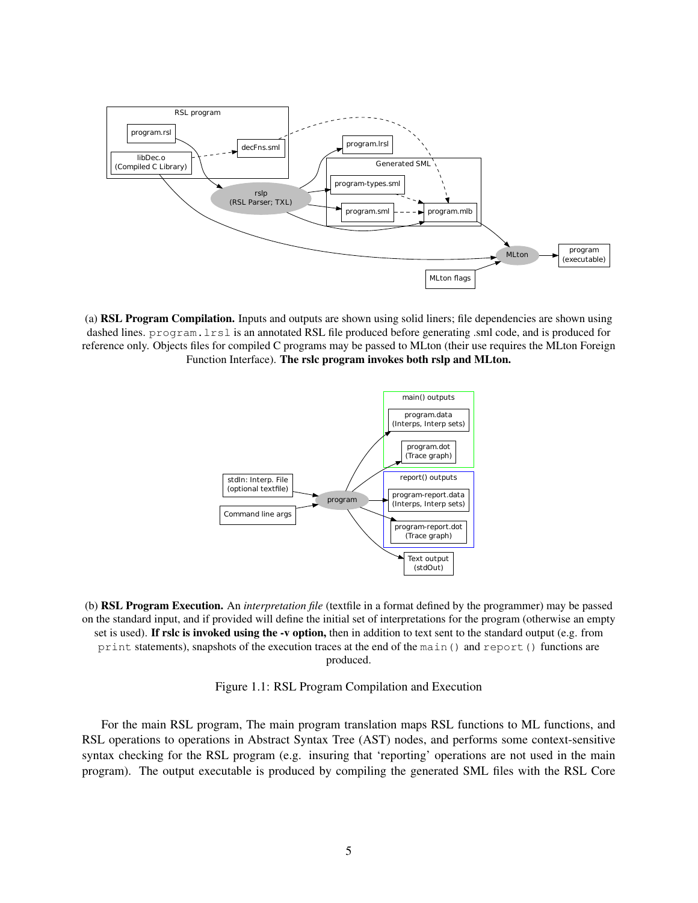(a) **RSL Program Compilation.** Inputs and outputs are shown using solid liners; file dependencies are shown using dashed lines. `program.lrsl` is an annotated RSL file produced before generating .sml code, and is produced for reference only. Objects files for compiled C programs may be passed to MLton (their use requires the MLton Foreign Function Interface). **The rslc program invokes both rslp and MLton.**

(b) **RSL Program Execution.** An *interpretation file* (textfile in a format defined by the programmer) may be passed on the standard input, and if provided will define the initial set of interpretations for the program (otherwise an empty set is used). **If rslc is invoked using the -v option,** then in addition to text sent to the standard output (e.g. from `print` statements), snapshots of the execution traces at the end of the `main()` and `report()` functions are produced.

Figure 1.1: RSL Program Compilation and Execution

For the main RSL program, The main program translation maps RSL functions to ML functions, and RSL operations to operations in Abstract Syntax Tree (AST) nodes, and performs some context-sensitive syntax checking for the RSL program (e.g. insuring that 'reporting' operations are not used in the main program). The output executable is produced by compiling the generated SML files with the RSL Core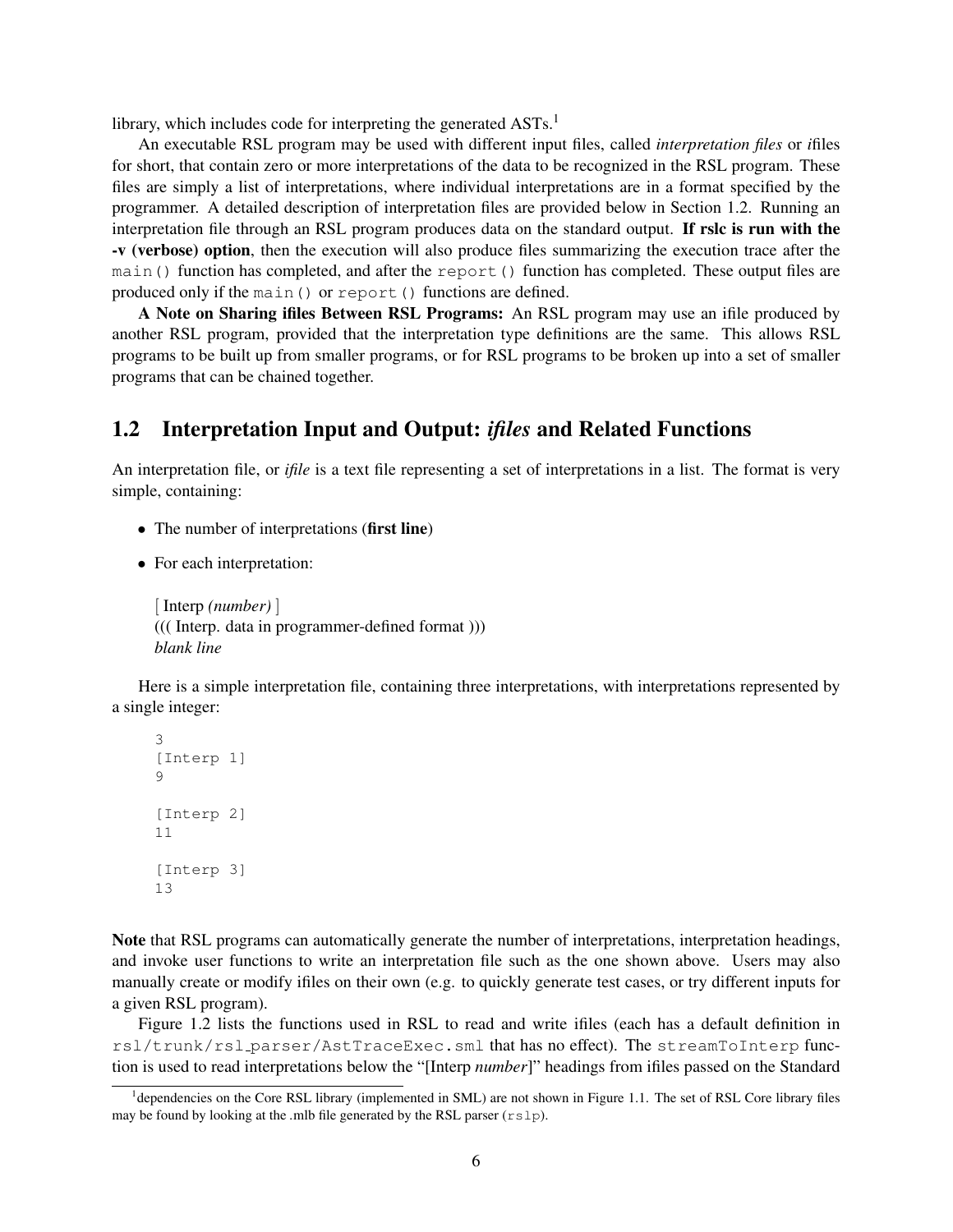library, which includes code for interpreting the generated ASTs.[1]

An executable RSL program may be used with different input files, called *interpretation files* or *i*files for short, that contain zero or more interpretations of the data to be recognized in the RSL program. These files are simply a list of interpretations, where individual interpretations are in a format specified by the programmer. A detailed description of interpretation files are provided below in Section 1.2. Running an interpretation file through an RSL program produces data on the standard output. **If rslc is run with the -v (verbose) option**, then the execution will also produce files summarizing the execution trace after the `main()` function has completed, and after the `report()` function has completed. These output files are produced only if the `main()` or `report()` functions are defined.

**A Note on Sharing ifiles Between RSL Programs:** An RSL program may use an ifile produced by another RSL program, provided that the interpretation type definitions are the same. This allows RSL programs to be built up from smaller programs, or for RSL programs to be broken up into a set of smaller programs that can be chained together.

## 1.2 Interpretation Input and Output: *ifiles* and Related Functions

An interpretation file, or *ifile* is a text file representing a set of interpretations in a list. The format is very simple, containing:

- The number of interpretations (**first line**)
- For each interpretation:

  [ Interp *(number)* ]
  ((( Interp. data in programmer-defined format )))
  *blank line*

Here is a simple interpretation file, containing three interpretations, with interpretations represented by a single integer:

```
3
[Interp 1]
9

[Interp 2]
11

[Interp 3]
13
```

**Note** that RSL programs can automatically generate the number of interpretations, interpretation headings, and invoke user functions to write an interpretation file such as the one shown above. Users may also manually create or modify ifiles on their own (e.g. to quickly generate test cases, or try different inputs for a given RSL program).

Figure 1.2 lists the functions used in RSL to read and write ifiles (each has a default definition in `rsl/trunk/rsl_parser/AstTraceExec.sml` that has no effect). The `streamToInterp` function is used to read interpretations below the "[Interp *number*]" headings from ifiles passed on the Standard

[1] dependencies on the Core RSL library (implemented in SML) are not shown in Figure 1.1. The set of RSL Core library files may be found by looking at the .mlb file generated by the RSL parser (`rslp`).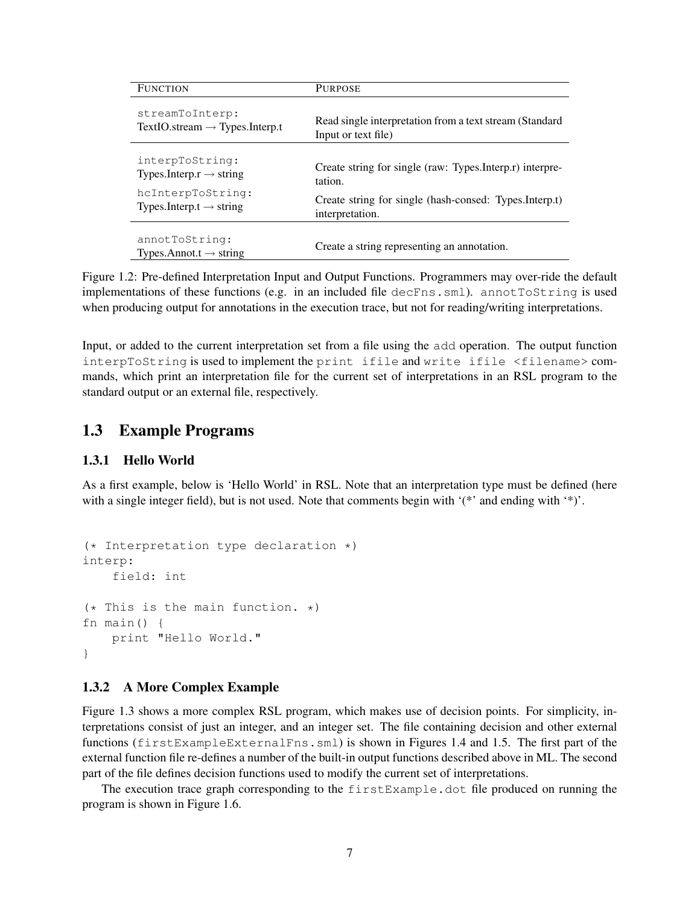| FUNCTION | PURPOSE |
| --- | --- |
| `streamToInterp:` TextIO.stream → Types.Interp.t | Read single interpretation from a text stream (Standard Input or text file) |
| `interpToString:` Types.Interp.r → string | Create string for single (raw: Types.Interp.r) interpretation. |
| `hcInterpToString:` Types.Interp.t → string | Create string for single (hash-consed: Types.Interp.t) interpretation. |
| `annotToString:` Types.Annot.t → string | Create a string representing an annotation. |

Figure 1.2: Pre-defined Interpretation Input and Output Functions. Programmers may over-ride the default implementations of these functions (e.g. in an included file `decFns.sml`). `annotToString` is used when producing output for annotations in the execution trace, but not for reading/writing interpretations.

Input, or added to the current interpretation set from a file using the `add` operation. The output function `interpToString` is used to implement the `print ifile` and `write ifile <filename>` commands, which print an interpretation file for the current set of interpretations in an RSL program to the standard output or an external file, respectively.

## 1.3 Example Programs

### 1.3.1 Hello World

As a first example, below is 'Hello World' in RSL. Note that an interpretation type must be defined (here with a single integer field), but is not used. Note that comments begin with '(*' and ending with '*)'.

```
(* Interpretation type declaration *)
interp:
    field: int

(* This is the main function. *)
fn main() {
    print "Hello World."
}
```

### 1.3.2 A More Complex Example

Figure 1.3 shows a more complex RSL program, which makes use of decision points. For simplicity, interpretations consist of just an integer, and an integer set. The file containing decision and other external functions (`firstExampleExternalFns.sml`) is shown in Figures 1.4 and 1.5. The first part of the external function file re-defines a number of the built-in output functions described above in ML. The second part of the file defines decision functions used to modify the current set of interpretations.

The execution trace graph corresponding to the `firstExample.dot` file produced on running the program is shown in Figure 1.6.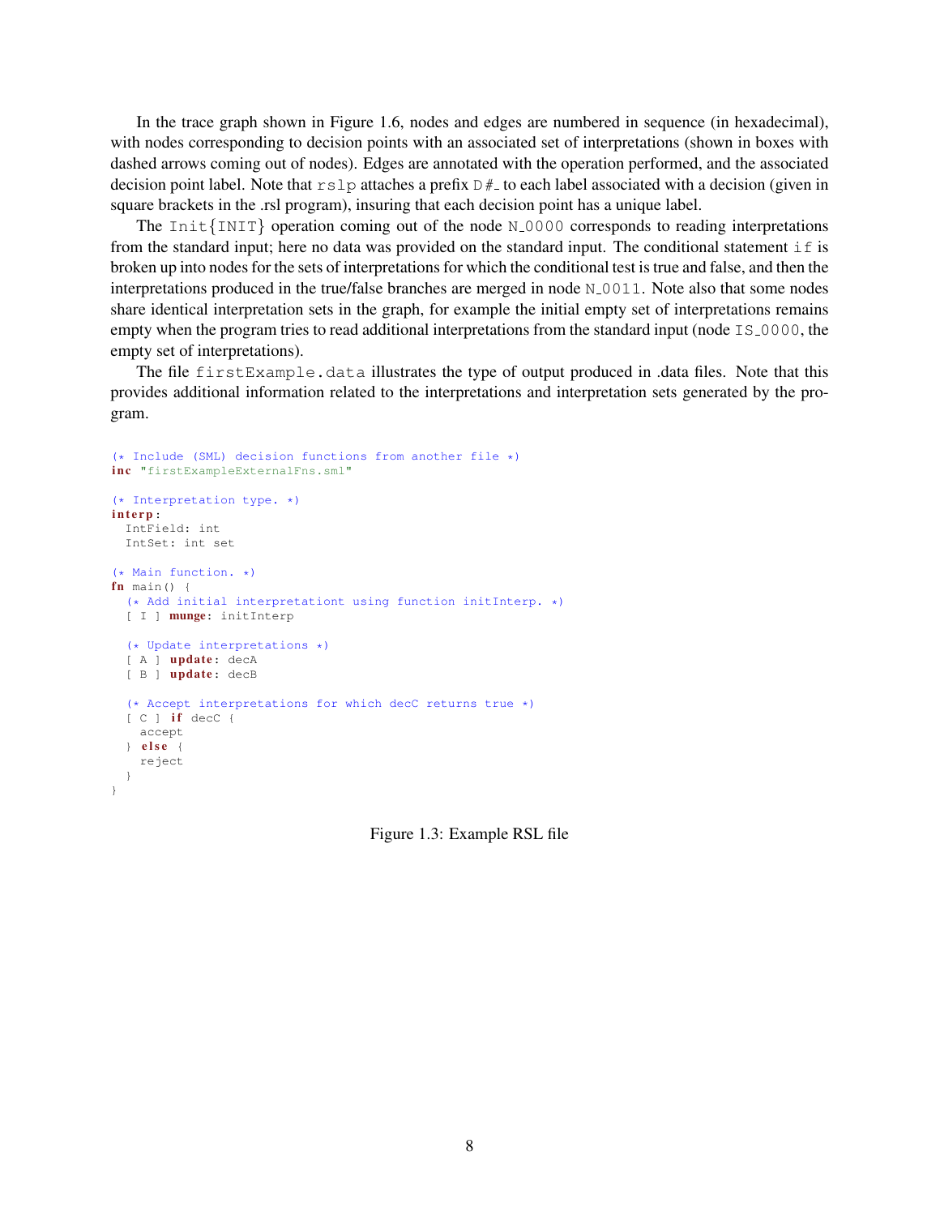In the trace graph shown in Figure 1.6, nodes and edges are numbered in sequence (in hexadecimal), with nodes corresponding to decision points with an associated set of interpretations (shown in boxes with dashed arrows coming out of nodes). Edges are annotated with the operation performed, and the associated decision point label. Note that `rslp` attaches a prefix `D#_` to each label associated with a decision (given in square brackets in the .rsl program), insuring that each decision point has a unique label.

The `Init{INIT}` operation coming out of the node `N_0000` corresponds to reading interpretations from the standard input; here no data was provided on the standard input. The conditional statement `if` is broken up into nodes for the sets of interpretations for which the conditional test is true and false, and then the interpretations produced in the true/false branches are merged in node `N_0011`. Note also that some nodes share identical interpretation sets in the graph, for example the initial empty set of interpretations remains empty when the program tries to read additional interpretations from the standard input (node `IS_0000`, the empty set of interpretations).

The file `firstExample.data` illustrates the type of output produced in .data files. Note that this provides additional information related to the interpretations and interpretation sets generated by the program.

```
(* Include (SML) decision functions from another file *)
inc "firstExampleExternalFns.sml"

(* Interpretation type. *)
interp:
  IntField: int
  IntSet: int set

(* Main function. *)
fn main() {
  (* Add initial interpretationt using function initInterp. *)
  [ I ] munge: initInterp

  (* Update interpretations *)
  [ A ] update: decA
  [ B ] update: decB

  (* Accept interpretations for which decC returns true *)
  [ C ] if decC {
    accept
  } else {
    reject
  }
}
```

Figure 1.3: Example RSL file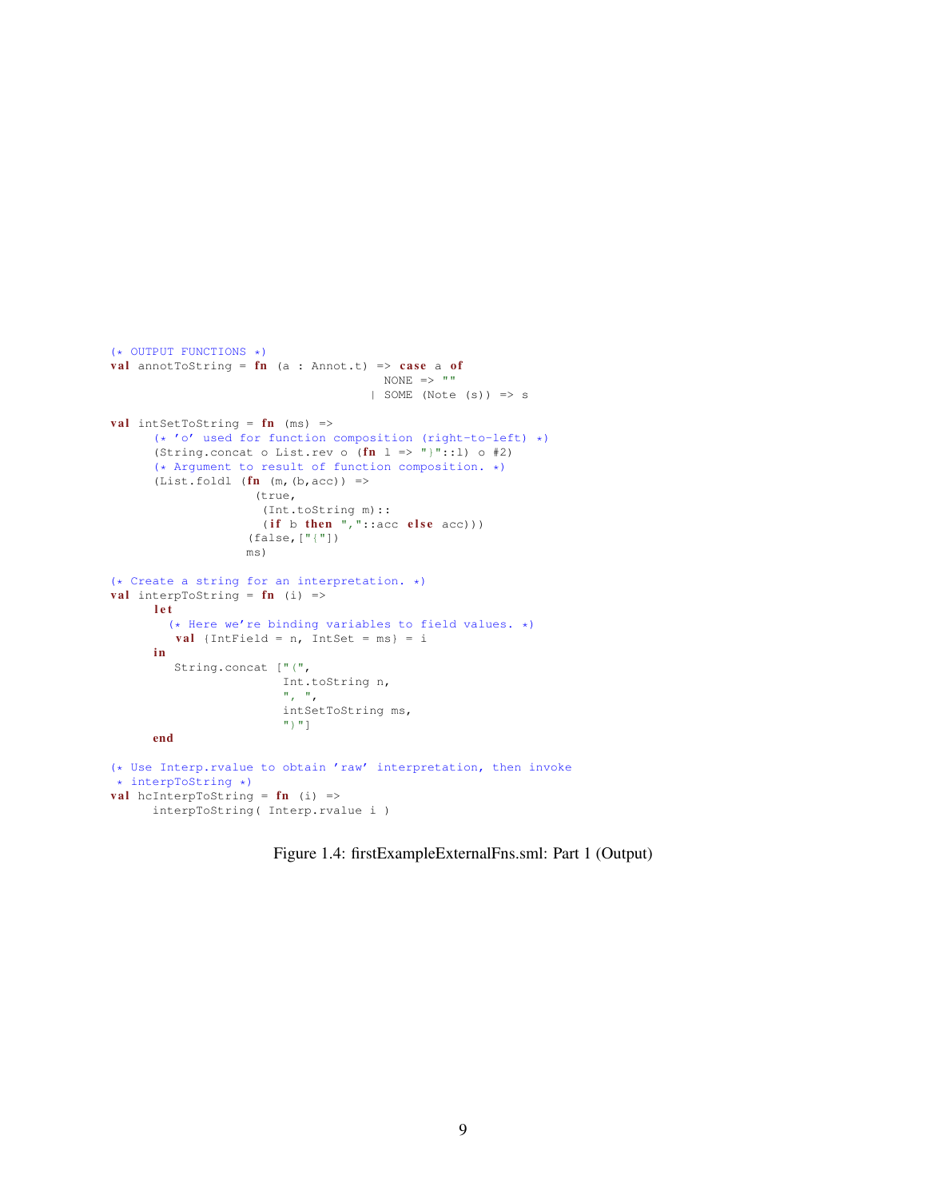```
(* OUTPUT FUNCTIONS *)
val annotToString = fn (a : Annot.t) => case a of
                                      NONE => ""
                                    | SOME (Note (s)) => s

val intSetToString = fn (ms) =>
      (* 'o' used for function composition (right-to-left) *)
      (String.concat o List.rev o (fn l => "}"::l) o #2)
      (* Argument to result of function composition. *)
      (List.foldl (fn (m,(b,acc)) =>
                    (true,
                     (Int.toString m)::
                     (if b then ","::acc else acc)))
                  (false,["{"])
                  ms)

(* Create a string for an interpretation. *)
val interpToString = fn (i) =>
      let
        (* Here we're binding variables to field values. *)
         val {IntField = n, IntSet = ms} = i
      in
         String.concat ["(",
                        Int.toString n,
                        ", ",
                        intSetToString ms,
                        ")"]
      end

(* Use Interp.rvalue to obtain 'raw' interpretation, then invoke
 * interpToString *)
val hcInterpToString = fn (i) =>
      interpToString( Interp.rvalue i )
```

Figure 1.4: firstExampleExternalFns.sml: Part 1 (Output)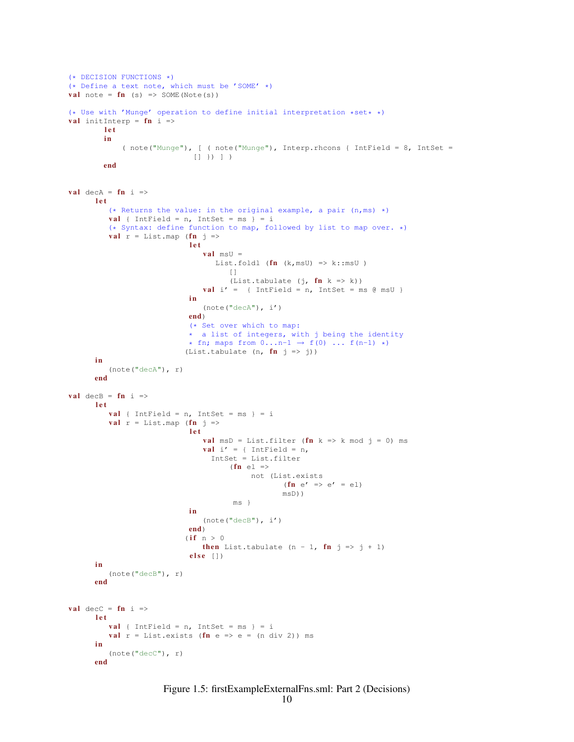```
(* DECISION FUNCTIONS *)
(* Define a text note, which must be 'SOME' *)
val note = fn (s) => SOME(Note(s))

(* Use with 'Munge' operation to define initial interpretation *set* *)
val initInterp = fn i =>
        let
        in
            ( note("Munge"), [ ( note("Munge"), Interp.rhcons { IntField = 8, IntSet =
                              [] }) ] )
        end


val decA = fn i =>
      let
         (* Returns the value: in the original example, a pair (n,ms) *)
         val { IntField = n, IntSet = ms } = i
         (* Syntax: define function to map, followed by list to map over. *)
         val r = List.map (fn j =>
                             let
                                val msU =
                                   List.foldl (fn (k,msU) => k::msU )
                                      []
                                      (List.tabulate (j, fn k => k))
                                val i' =  { IntField = n, IntSet = ms @ msU }
                             in
                                (note("decA"), i')
                             end)
                             (* Set over which to map:
                             *  a list of integers, with j being the identity
                             * fn; maps from 0...n-1 → f(0) ... f(n-1) *)
                            (List.tabulate (n, fn j => j))
      in
         (note("decA"), r)
      end

val decB = fn i =>
      let
         val { IntField = n, IntSet = ms } = i
         val r = List.map (fn j =>
                             let
                                val msD = List.filter (fn k => k mod j = 0) ms
                                val i' = { IntField = n,
                                  IntSet = List.filter
                                      (fn el =>
                                           not (List.exists
                                                   (fn e' => e' = el)
                                                   msD))
                                       ms }
                             in
                                (note("decB"), i')
                             end)
                            (if n > 0
                                then List.tabulate (n - 1, fn j => j + 1)
                             else [])
      in
         (note("decB"), r)
      end


val decC = fn i =>
      let
         val { IntField = n, IntSet = ms } = i
         val r = List.exists (fn e => e = (n div 2)) ms
      in
         (note("decC"), r)
      end
```

Figure 1.5: firstExampleExternalFns.sml: Part 2 (Decisions)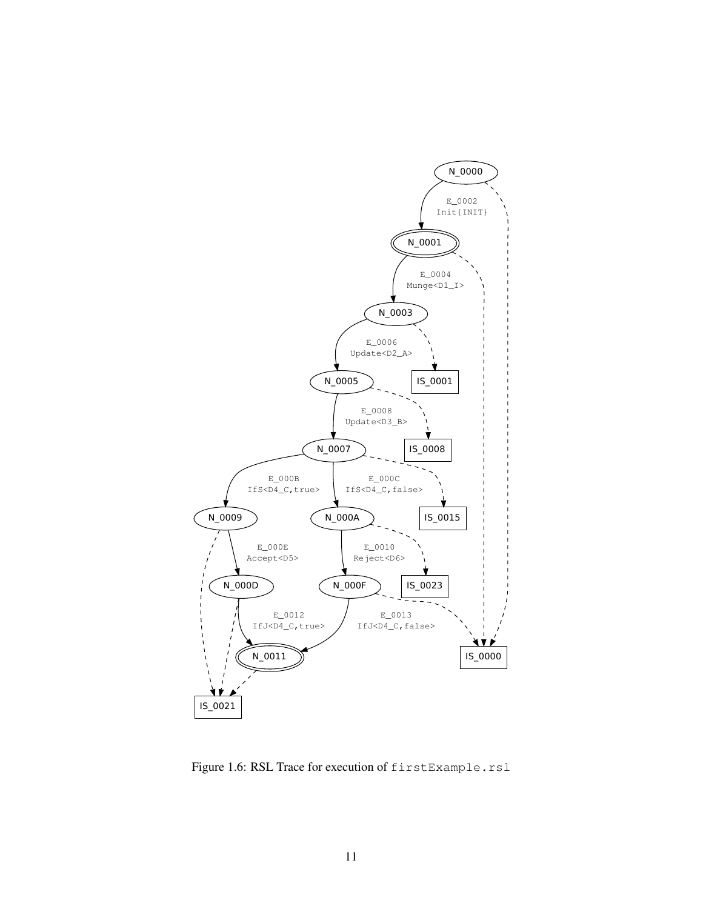Figure 1.6: RSL Trace for execution of `firstExample.rsl`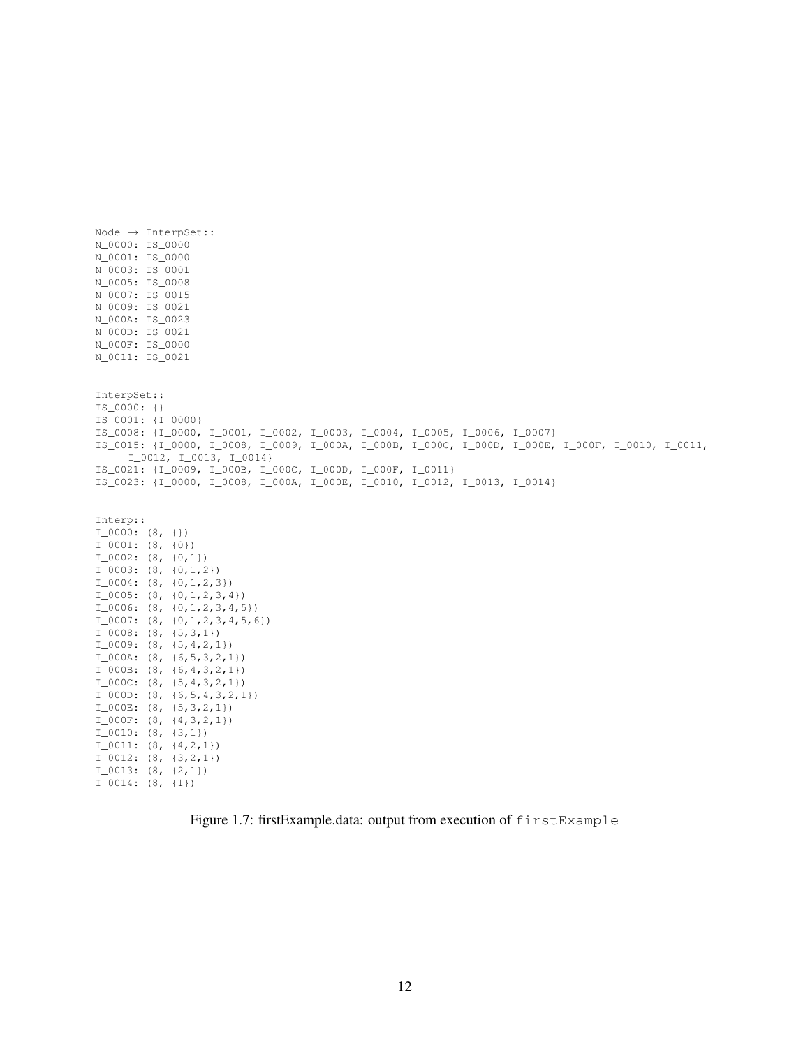```
Node → InterpSet::
N_0000: IS_0000
N_0001: IS_0000
N_0003: IS_0001
N_0005: IS_0008
N_0007: IS_0015
N_0009: IS_0021
N_000A: IS_0023
N_000D: IS_0021
N_000F: IS_0000
N_0011: IS_0021


InterpSet::
IS_0000: {}
IS_0001: {I_0000}
IS_0008: {I_0000, I_0001, I_0002, I_0003, I_0004, I_0005, I_0006, I_0007}
IS_0015: {I_0000, I_0008, I_0009, I_000A, I_000B, I_000C, I_000D, I_000E, I_000F, I_0010, I_0011,
     I_0012, I_0013, I_0014}
IS_0021: {I_0009, I_000B, I_000C, I_000D, I_000F, I_0011}
IS_0023: {I_0000, I_0008, I_000A, I_000E, I_0010, I_0012, I_0013, I_0014}


Interp::
I_0000: (8, {})
I_0001: (8, {0})
I_0002: (8, {0,1})
I_0003: (8, {0,1,2})
I_0004: (8, {0,1,2,3})
I_0005: (8, {0,1,2,3,4})
I_0006: (8, {0,1,2,3,4,5})
I_0007: (8, {0,1,2,3,4,5,6})
I_0008: (8, {5,3,1})
I_0009: (8, {5,4,2,1})
I_000A: (8, {6,5,3,2,1})
I_000B: (8, {6,4,3,2,1})
I_000C: (8, {5,4,3,2,1})
I_000D: (8, {6,5,4,3,2,1})
I_000E: (8, {5,3,2,1})
I_000F: (8, {4,3,2,1})
I_0010: (8, {3,1})
I_0011: (8, {4,2,1})
I_0012: (8, {3,2,1})
I_0013: (8, {2,1})
I_0014: (8, {1})
```

Figure 1.7: firstExample.data: output from execution of `firstExample`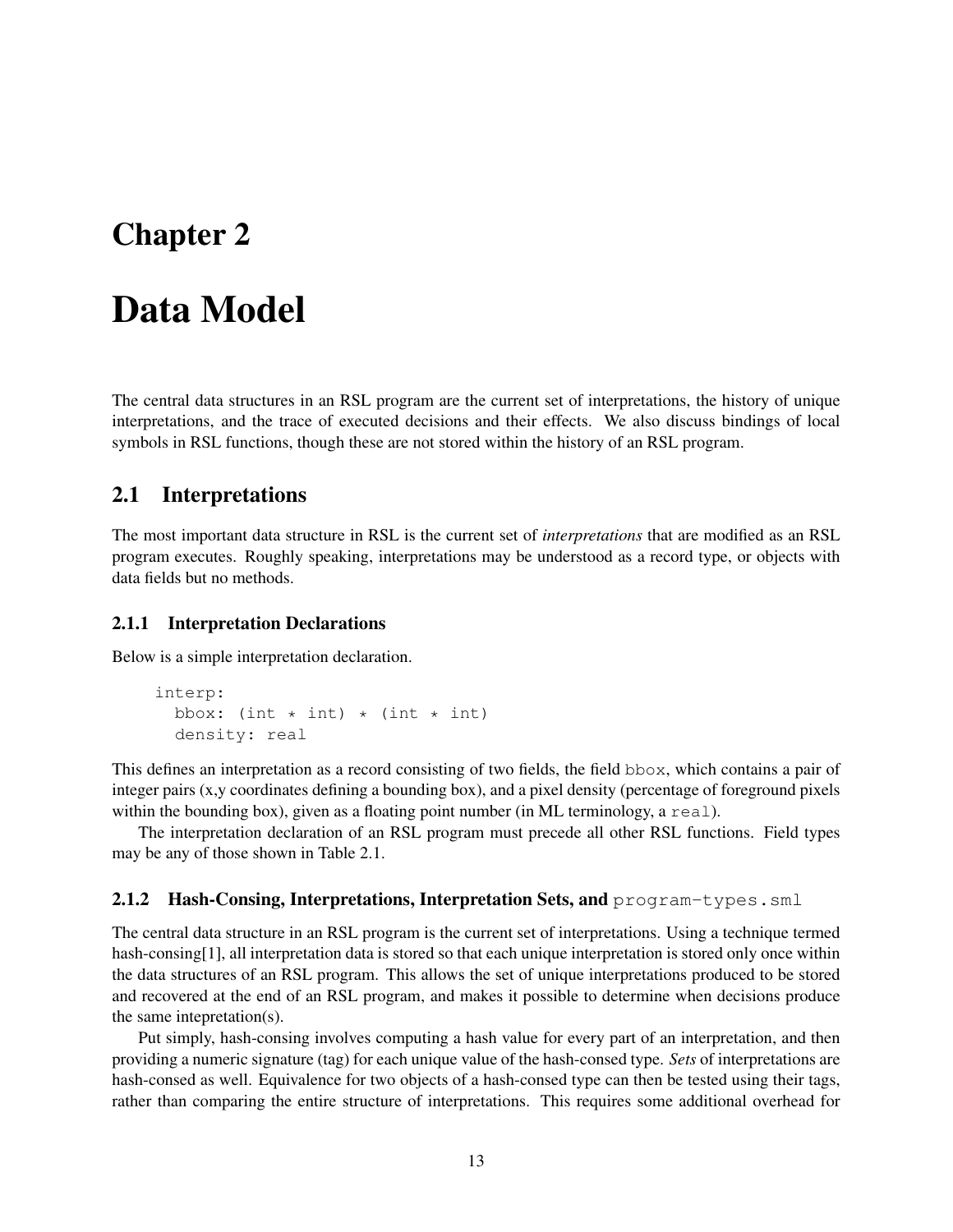# Chapter 2

# Data Model

The central data structures in an RSL program are the current set of interpretations, the history of unique interpretations, and the trace of executed decisions and their effects. We also discuss bindings of local symbols in RSL functions, though these are not stored within the history of an RSL program.

## 2.1 Interpretations

The most important data structure in RSL is the current set of *interpretations* that are modified as an RSL program executes. Roughly speaking, interpretations may be understood as a record type, or objects with data fields but no methods.

### 2.1.1 Interpretation Declarations

Below is a simple interpretation declaration.

```
interp:
  bbox: (int * int) * (int * int)
  density: real
```

This defines an interpretation as a record consisting of two fields, the field `bbox`, which contains a pair of integer pairs (x,y coordinates defining a bounding box), and a pixel density (percentage of foreground pixels within the bounding box), given as a floating point number (in ML terminology, a `real`).

The interpretation declaration of an RSL program must precede all other RSL functions. Field types may be any of those shown in Table 2.1.

### 2.1.2 Hash-Consing, Interpretations, Interpretation Sets, and `program-types.sml`

The central data structure in an RSL program is the current set of interpretations. Using a technique termed hash-consing[1], all interpretation data is stored so that each unique interpretation is stored only once within the data structures of an RSL program. This allows the set of unique interpretations produced to be stored and recovered at the end of an RSL program, and makes it possible to determine when decisions produce the same intepretation(s).

Put simply, hash-consing involves computing a hash value for every part of an interpretation, and then providing a numeric signature (tag) for each unique value of the hash-consed type. *Sets* of interpretations are hash-consed as well. Equivalence for two objects of a hash-consed type can then be tested using their tags, rather than comparing the entire structure of interpretations. This requires some additional overhead for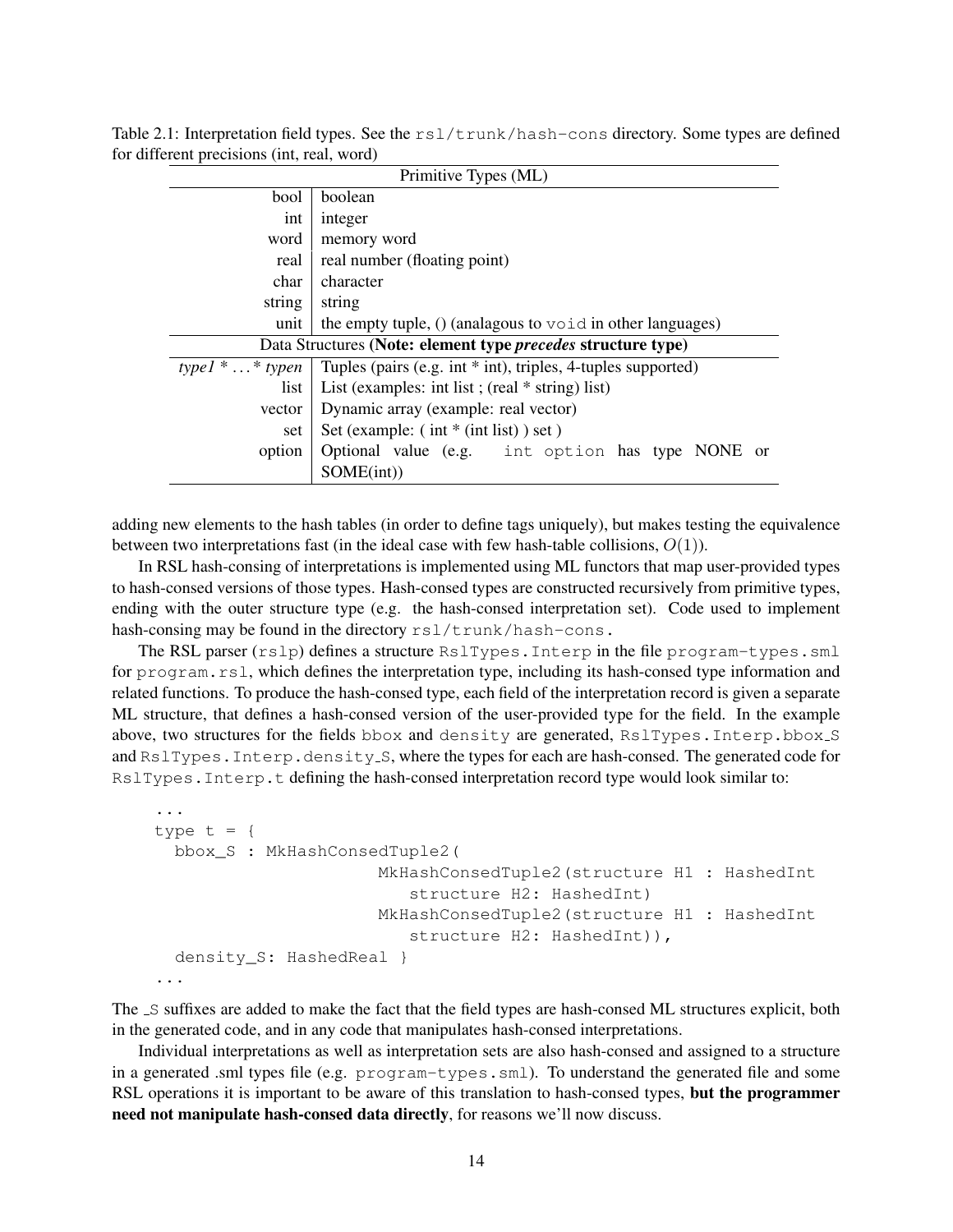Table 2.1: Interpretation field types. See the `rsl/trunk/hash-cons` directory. Some types are defined for different precisions (int, real, word)

| Primitive Types (ML) | |
|---|---|
| bool | boolean |
| int | integer |
| word | memory word |
| real | real number (floating point) |
| char | character |
| string | string |
| unit | the empty tuple, () (analagous to `void` in other languages) |
| **Data Structures (Note: element type *precedes* structure type)** | |
| *type1* * … * *typen* | Tuples (pairs (e.g. int * int), triples, 4-tuples supported) |
| list | List (examples: int list ; (real * string) list) |
| vector | Dynamic array (example: real vector) |
| set | Set (example: ( int * (int list) ) set ) |
| option | Optional value (e.g. `int option` has type NONE or SOME(int)) |

adding new elements to the hash tables (in order to define tags uniquely), but makes testing the equivalence between two interpretations fast (in the ideal case with few hash-table collisions, $O(1)$).

In RSL hash-consing of interpretations is implemented using ML functors that map user-provided types to hash-consed versions of those types. Hash-consed types are constructed recursively from primitive types, ending with the outer structure type (e.g. the hash-consed interpretation set). Code used to implement hash-consing may be found in the directory `rsl/trunk/hash-cons`.

The RSL parser (`rslp`) defines a structure `RslTypes.Interp` in the file `program-types.sml` for `program.rsl`, which defines the interpretation type, including its hash-consed type information and related functions. To produce the hash-consed type, each field of the interpretation record is given a separate ML structure, that defines a hash-consed version of the user-provided type for the field. In the example above, two structures for the fields `bbox` and `density` are generated, `RslTypes.Interp.bbox_S` and `RslTypes.Interp.density_S`, where the types for each are hash-consed. The generated code for `RslTypes.Interp.t` defining the hash-consed interpretation record type would look similar to:

```
...
type t = {
  bbox_S : MkHashConsedTuple2(
                      MkHashConsedTuple2(structure H1 : HashedInt
                         structure H2: HashedInt)
                      MkHashConsedTuple2(structure H1 : HashedInt
                         structure H2: HashedInt)),
  density_S: HashedReal }
...
```

The `_S` suffixes are added to make the fact that the field types are hash-consed ML structures explicit, both in the generated code, and in any code that manipulates hash-consed interpretations.

Individual interpretations as well as interpretation sets are also hash-consed and assigned to a structure in a generated .sml types file (e.g. `program-types.sml`). To understand the generated file and some RSL operations it is important to be aware of this translation to hash-consed types, **but the programmer need not manipulate hash-consed data directly**, for reasons we'll now discuss.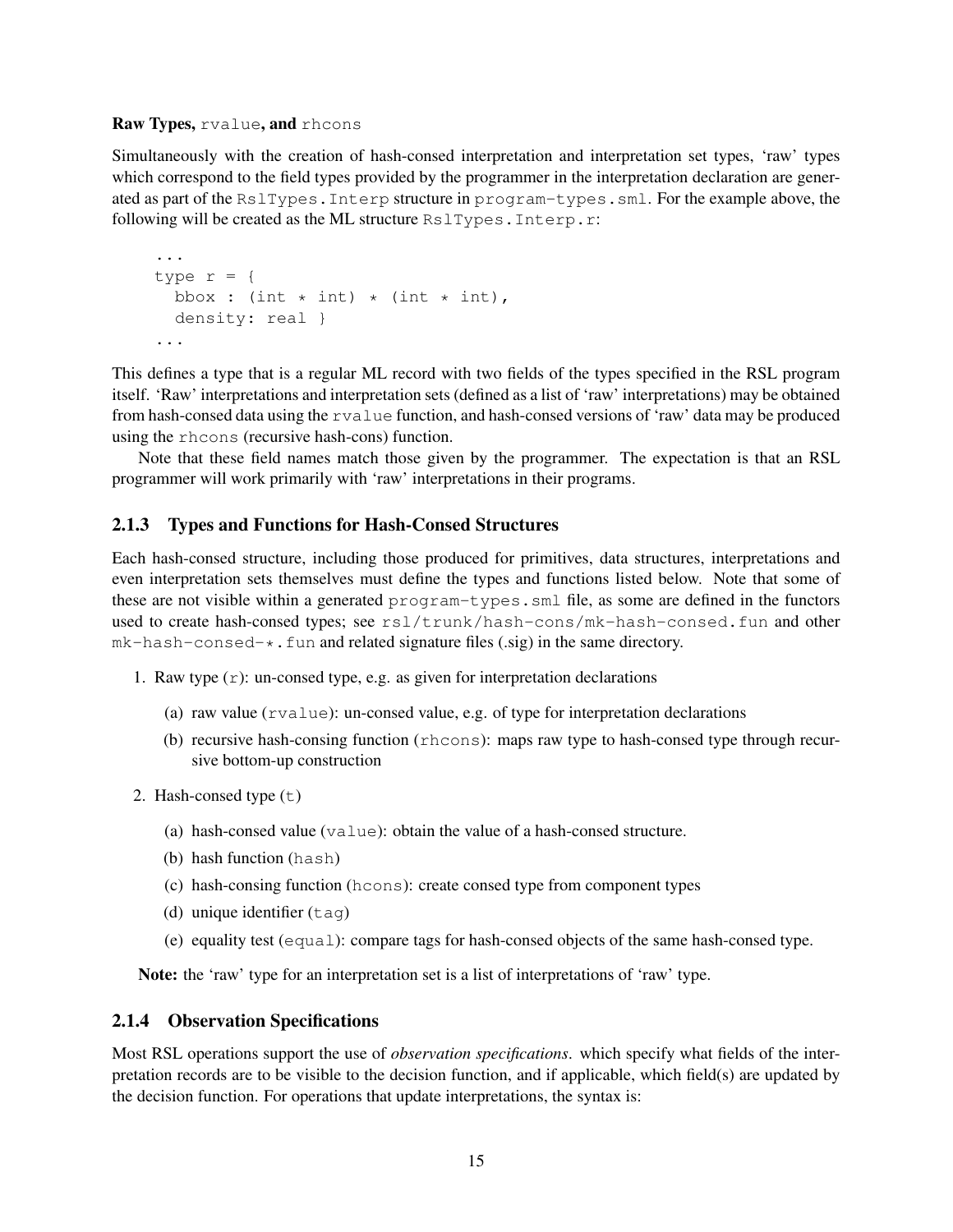**Raw Types,** `rvalue`**, and** `rhcons`

Simultaneously with the creation of hash-consed interpretation and interpretation set types, 'raw' types which correspond to the field types provided by the programmer in the interpretation declaration are generated as part of the `RslTypes.Interp` structure in `program-types.sml`. For the example above, the following will be created as the ML structure `RslTypes.Interp.r`:

```
...
type r = {
  bbox : (int * int) * (int * int),
  density: real }
...
```

This defines a type that is a regular ML record with two fields of the types specified in the RSL program itself. 'Raw' interpretations and interpretation sets (defined as a list of 'raw' interpretations) may be obtained from hash-consed data using the `rvalue` function, and hash-consed versions of 'raw' data may be produced using the `rhcons` (recursive hash-cons) function.

Note that these field names match those given by the programmer. The expectation is that an RSL programmer will work primarily with 'raw' interpretations in their programs.

### 2.1.3 Types and Functions for Hash-Consed Structures

Each hash-consed structure, including those produced for primitives, data structures, interpretations and even interpretation sets themselves must define the types and functions listed below. Note that some of these are not visible within a generated `program-types.sml` file, as some are defined in the functors used to create hash-consed types; see `rsl/trunk/hash-cons/mk-hash-consed.fun` and other `mk-hash-consed-*.fun` and related signature files (.sig) in the same directory.

1. Raw type (`r`): un-consed type, e.g. as given for interpretation declarations
   (a) raw value (`rvalue`): un-consed value, e.g. of type for interpretation declarations
   (b) recursive hash-consing function (`rhcons`): maps raw type to hash-consed type through recursive bottom-up construction
2. Hash-consed type (`t`)
   (a) hash-consed value (`value`): obtain the value of a hash-consed structure.
   (b) hash function (`hash`)
   (c) hash-consing function (`hcons`): create consed type from component types
   (d) unique identifier (`tag`)
   (e) equality test (`equal`): compare tags for hash-consed objects of the same hash-consed type.

**Note:** the 'raw' type for an interpretation set is a list of interpretations of 'raw' type.

### 2.1.4 Observation Specifications

Most RSL operations support the use of *observation specifications*. which specify what fields of the interpretation records are to be visible to the decision function, and if applicable, which field(s) are updated by the decision function. For operations that update interpretations, the syntax is: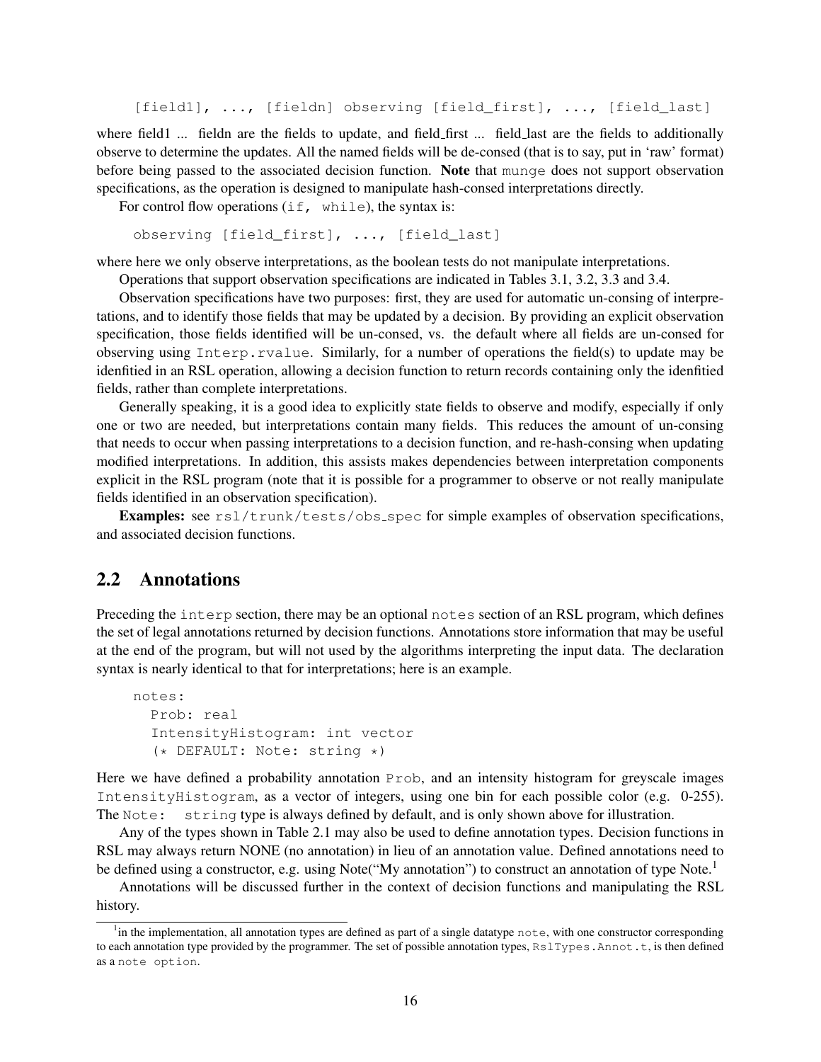```
[field1], ..., [fieldn] observing [field_first], ..., [field_last]
```

where field1 ... fieldn are the fields to update, and field_first ... field_last are the fields to additionally observe to determine the updates. All the named fields will be de-consed (that is to say, put in 'raw' format) before being passed to the associated decision function. **Note** that `munge` does not support observation specifications, as the operation is designed to manipulate hash-consed interpretations directly.

For control flow operations (`if, while`), the syntax is:

```
observing [field_first], ..., [field_last]
```

where here we only observe interpretations, as the boolean tests do not manipulate interpretations.

Operations that support observation specifications are indicated in Tables 3.1, 3.2, 3.3 and 3.4.

Observation specifications have two purposes: first, they are used for automatic un-consing of interpretations, and to identify those fields that may be updated by a decision. By providing an explicit observation specification, those fields identified will be un-consed, vs. the default where all fields are un-consed for observing using `Interp.rvalue`. Similarly, for a number of operations the field(s) to update may be idenfitied in an RSL operation, allowing a decision function to return records containing only the idenfitied fields, rather than complete interpretations.

Generally speaking, it is a good idea to explicitly state fields to observe and modify, especially if only one or two are needed, but interpretations contain many fields. This reduces the amount of un-consing that needs to occur when passing interpretations to a decision function, and re-hash-consing when updating modified interpretations. In addition, this assists makes dependencies between interpretation components explicit in the RSL program (note that it is possible for a programmer to observe or not really manipulate fields identified in an observation specification).

**Examples:** see `rsl/trunk/tests/obs_spec` for simple examples of observation specifications, and associated decision functions.

## 2.2 Annotations

Preceding the `interp` section, there may be an optional `notes` section of an RSL program, which defines the set of legal annotations returned by decision functions. Annotations store information that may be useful at the end of the program, but will not used by the algorithms interpreting the input data. The declaration syntax is nearly identical to that for interpretations; here is an example.

```
notes:
  Prob: real
  IntensityHistogram: int vector
  (* DEFAULT: Note: string *)
```

Here we have defined a probability annotation `Prob`, and an intensity histogram for greyscale images `IntensityHistogram`, as a vector of integers, using one bin for each possible color (e.g. 0-255). The `Note: string` type is always defined by default, and is only shown above for illustration.

Any of the types shown in Table 2.1 may also be used to define annotation types. Decision functions in RSL may always return NONE (no annotation) in lieu of an annotation value. Defined annotations need to be defined using a constructor, e.g. using Note("My annotation") to construct an annotation of type Note.[1]

Annotations will be discussed further in the context of decision functions and manipulating the RSL history.

[1]in the implementation, all annotation types are defined as part of a single datatype `note`, with one constructor corresponding to each annotation type provided by the programmer. The set of possible annotation types, `RslTypes.Annot.t`, is then defined as a `note option`.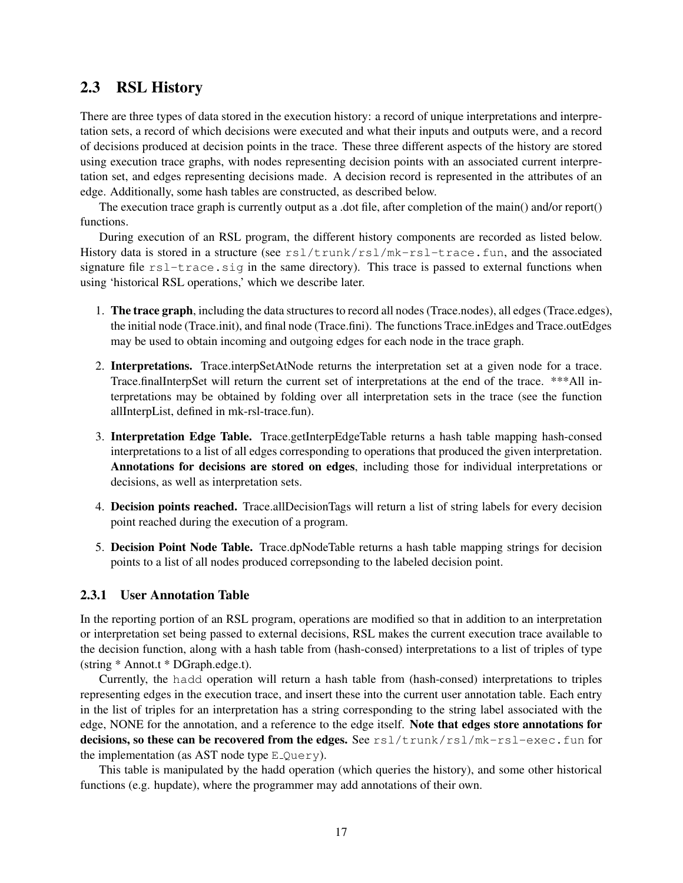## 2.3 RSL History

There are three types of data stored in the execution history: a record of unique interpretations and interpretation sets, a record of which decisions were executed and what their inputs and outputs were, and a record of decisions produced at decision points in the trace. These three different aspects of the history are stored using execution trace graphs, with nodes representing decision points with an associated current interpretation set, and edges representing decisions made. A decision record is represented in the attributes of an edge. Additionally, some hash tables are constructed, as described below.

The execution trace graph is currently output as a .dot file, after completion of the main() and/or report() functions.

During execution of an RSL program, the different history components are recorded as listed below. History data is stored in a structure (see `rsl/trunk/rsl/mk-rsl-trace.fun`, and the associated signature file `rsl-trace.sig` in the same directory). This trace is passed to external functions when using 'historical RSL operations,' which we describe later.

1. **The trace graph**, including the data structures to record all nodes (Trace.nodes), all edges (Trace.edges), the initial node (Trace.init), and final node (Trace.fini). The functions Trace.inEdges and Trace.outEdges may be used to obtain incoming and outgoing edges for each node in the trace graph.
2. **Interpretations.** Trace.interpSetAtNode returns the interpretation set at a given node for a trace. Trace.finalInterpSet will return the current set of interpretations at the end of the trace. ***All interpretations may be obtained by folding over all interpretation sets in the trace (see the function allInterpList, defined in mk-rsl-trace.fun).
3. **Interpretation Edge Table.** Trace.getInterpEdgeTable returns a hash table mapping hash-consed interpretations to a list of all edges corresponding to operations that produced the given interpretation. **Annotations for decisions are stored on edges**, including those for individual interpretations or decisions, as well as interpretation sets.
4. **Decision points reached.** Trace.allDecisionTags will return a list of string labels for every decision point reached during the execution of a program.
5. **Decision Point Node Table.** Trace.dpNodeTable returns a hash table mapping strings for decision points to a list of all nodes produced correpsonding to the labeled decision point.

### 2.3.1 User Annotation Table

In the reporting portion of an RSL program, operations are modified so that in addition to an interpretation or interpretation set being passed to external decisions, RSL makes the current execution trace available to the decision function, along with a hash table from (hash-consed) interpretations to a list of triples of type (string * Annot.t * DGraph.edge.t).

Currently, the `hadd` operation will return a hash table from (hash-consed) interpretations to triples representing edges in the execution trace, and insert these into the current user annotation table. Each entry in the list of triples for an interpretation has a string corresponding to the string label associated with the edge, NONE for the annotation, and a reference to the edge itself. **Note that edges store annotations for decisions, so these can be recovered from the edges.** See `rsl/trunk/rsl/mk-rsl-exec.fun` for the implementation (as AST node type `E_Query`).

This table is manipulated by the hadd operation (which queries the history), and some other historical functions (e.g. hupdate), where the programmer may add annotations of their own.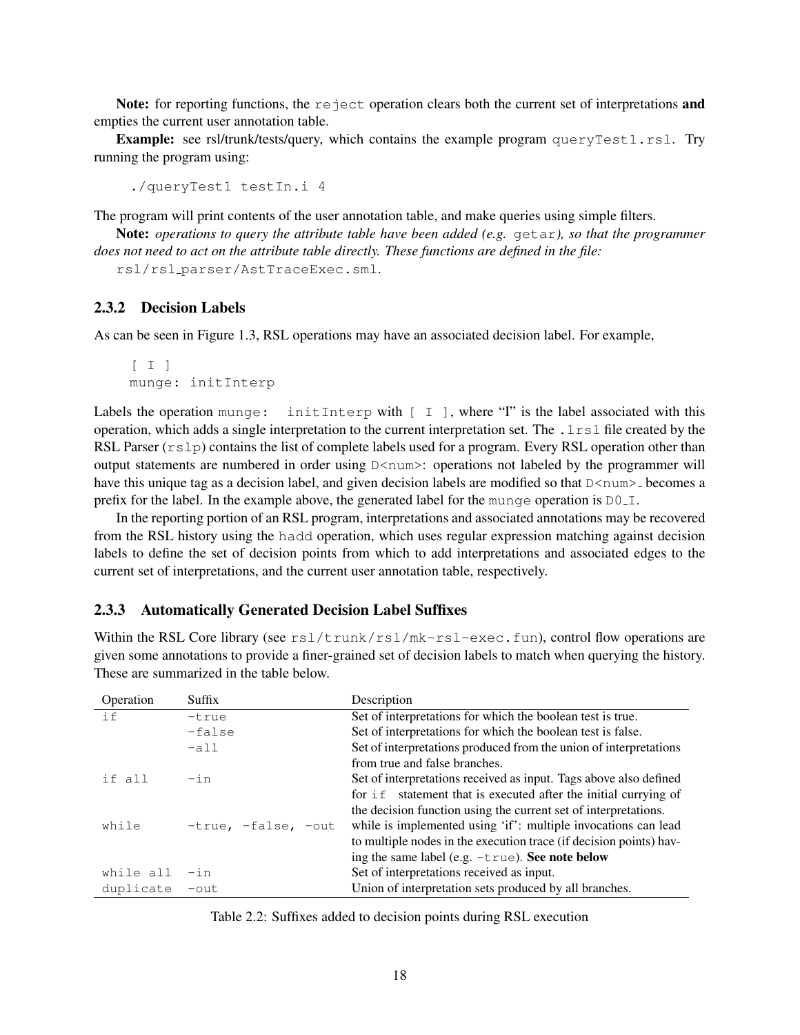**Note:** for reporting functions, the `reject` operation clears both the current set of interpretations **and** empties the current user annotation table.

**Example:** see rsl/trunk/tests/query, which contains the example program `queryTest1.rsl`. Try running the program using:

```
./queryTest1 testIn.i 4
```

The program will print contents of the user annotation table, and make queries using simple filters.

**Note:** *operations to query the attribute table have been added (e.g.* `getar`*), so that the programmer does not need to act on the attribute table directly. These functions are defined in the file:* `rsl/rsl_parser/AstTraceExec.sml`.

### 2.3.2 Decision Labels

As can be seen in Figure 1.3, RSL operations may have an associated decision label. For example,

```
[ I ]
munge: initInterp
```

Labels the operation `munge: initInterp` with `[ I ]`, where "I" is the label associated with this operation, which adds a single interpretation to the current interpretation set. The `.lrsl` file created by the RSL Parser (`rslp`) contains the list of complete labels used for a program. Every RSL operation other than output statements are numbered in order using `D<num>`: operations not labeled by the programmer will have this unique tag as a decision label, and given decision labels are modified so that `D<num>_` becomes a prefix for the label. In the example above, the generated label for the `munge` operation is `D0_I`.

In the reporting portion of an RSL program, interpretations and associated annotations may be recovered from the RSL history using the `hadd` operation, which uses regular expression matching against decision labels to define the set of decision points from which to add interpretations and associated edges to the current set of interpretations, and the current user annotation table, respectively.

### 2.3.3 Automatically Generated Decision Label Suffixes

Within the RSL Core library (see `rsl/trunk/rsl/mk-rsl-exec.fun`), control flow operations are given some annotations to provide a finer-grained set of decision labels to match when querying the history. These are summarized in the table below.

| Operation | Suffix | Description |
|---|---|---|
| `if` | `-true` | Set of interpretations for which the boolean test is true. |
| | `-false` | Set of interpretations for which the boolean test is false. |
| | `-all` | Set of interpretations produced from the union of interpretations from true and false branches. |
| `if all` | `-in` | Set of interpretations received as input. Tags above also defined for `if` statement that is executed after the initial currying of the decision function using the current set of interpretations. |
| `while` | `-true, -false, -out` | while is implemented using 'if': multiple invocations can lead to multiple nodes in the execution trace (if decision points) having the same label (e.g. `-true`). **See note below** |
| `while all` | `-in` | Set of interpretations received as input. |
| `duplicate` | `-out` | Union of interpretation sets produced by all branches. |

Table 2.2: Suffixes added to decision points during RSL execution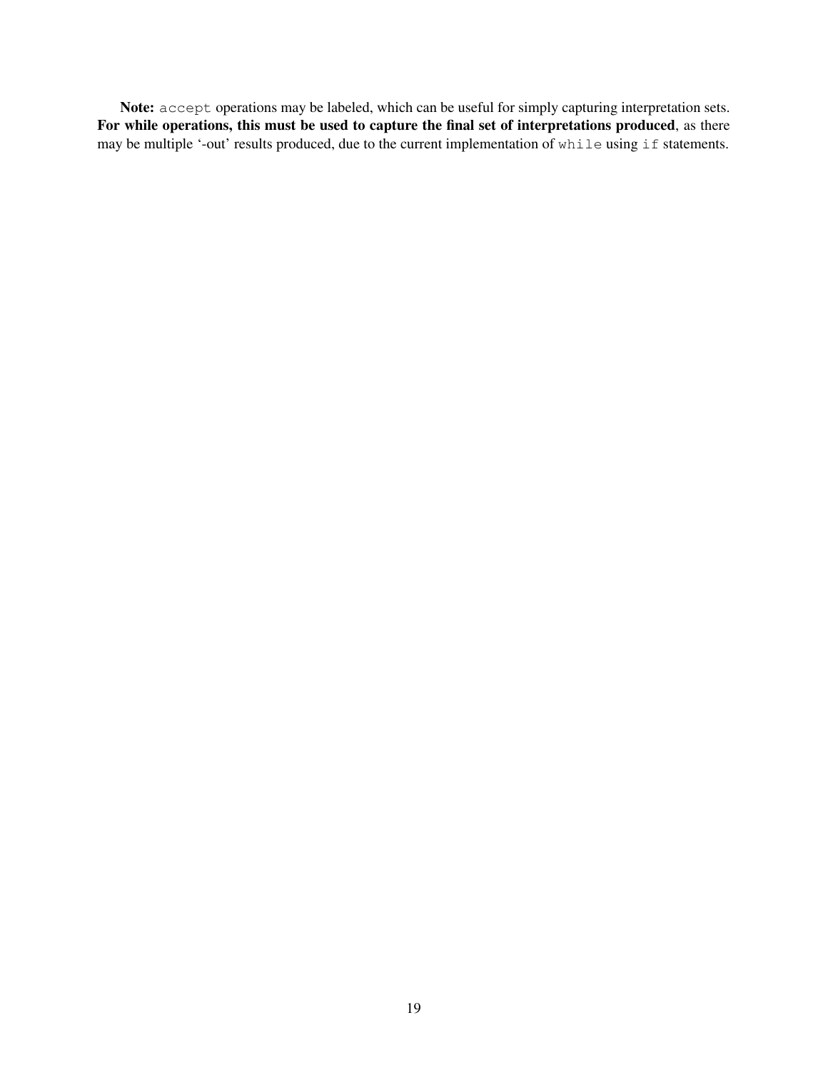**Note:** `accept` operations may be labeled, which can be useful for simply capturing interpretation sets. **For while operations, this must be used to capture the final set of interpretations produced**, as there may be multiple '-out' results produced, due to the current implementation of `while` using `if` statements.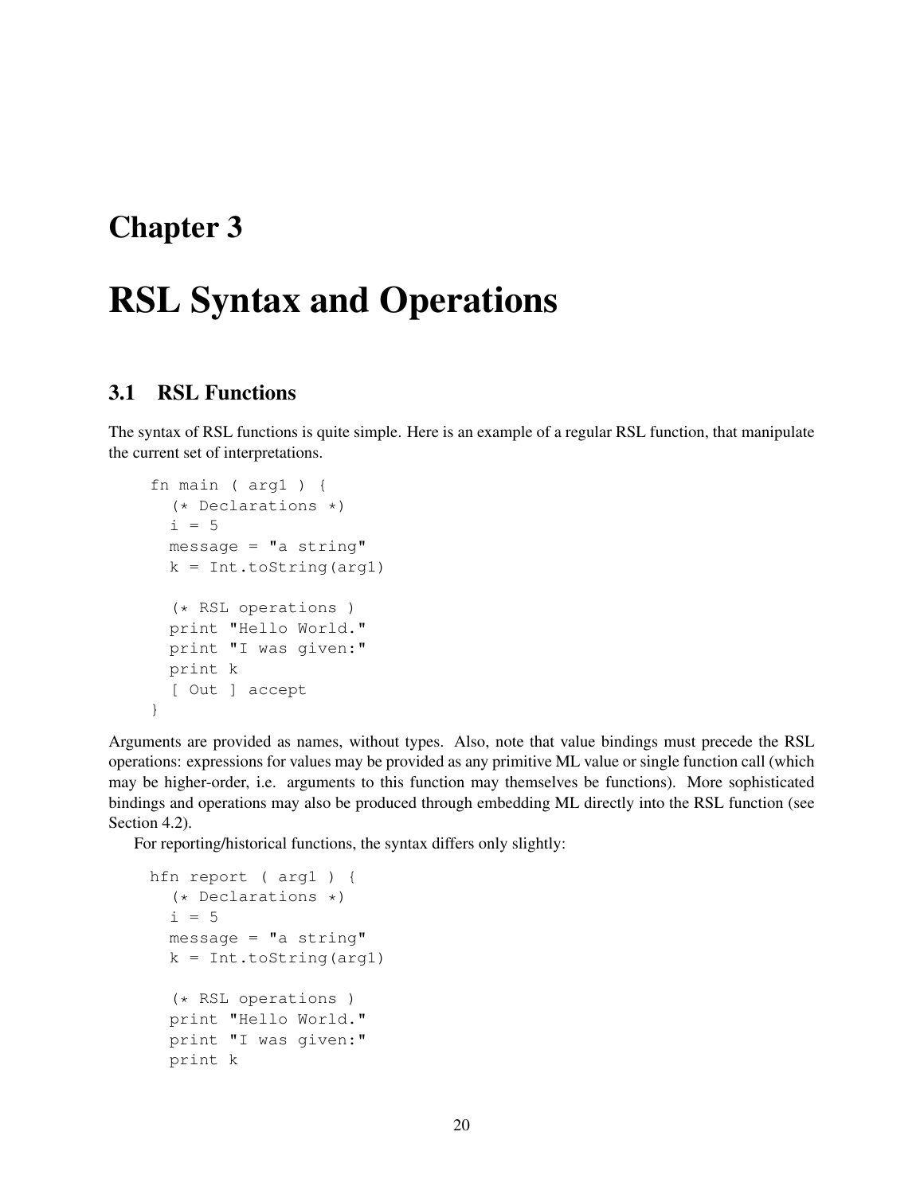# Chapter 3

# RSL Syntax and Operations

## 3.1 RSL Functions

The syntax of RSL functions is quite simple. Here is an example of a regular RSL function, that manipulate the current set of interpretations.

```
fn main ( arg1 ) {
  (* Declarations *)
  i = 5
  message = "a string"
  k = Int.toString(arg1)

  (* RSL operations )
  print "Hello World."
  print "I was given:"
  print k
  [ Out ] accept
}
```

Arguments are provided as names, without types. Also, note that value bindings must precede the RSL operations: expressions for values may be provided as any primitive ML value or single function call (which may be higher-order, i.e. arguments to this function may themselves be functions). More sophisticated bindings and operations may also be produced through embedding ML directly into the RSL function (see Section 4.2).

For reporting/historical functions, the syntax differs only slightly:

```
hfn report ( arg1 ) {
  (* Declarations *)
  i = 5
  message = "a string"
  k = Int.toString(arg1)

  (* RSL operations )
  print "Hello World."
  print "I was given:"
  print k
```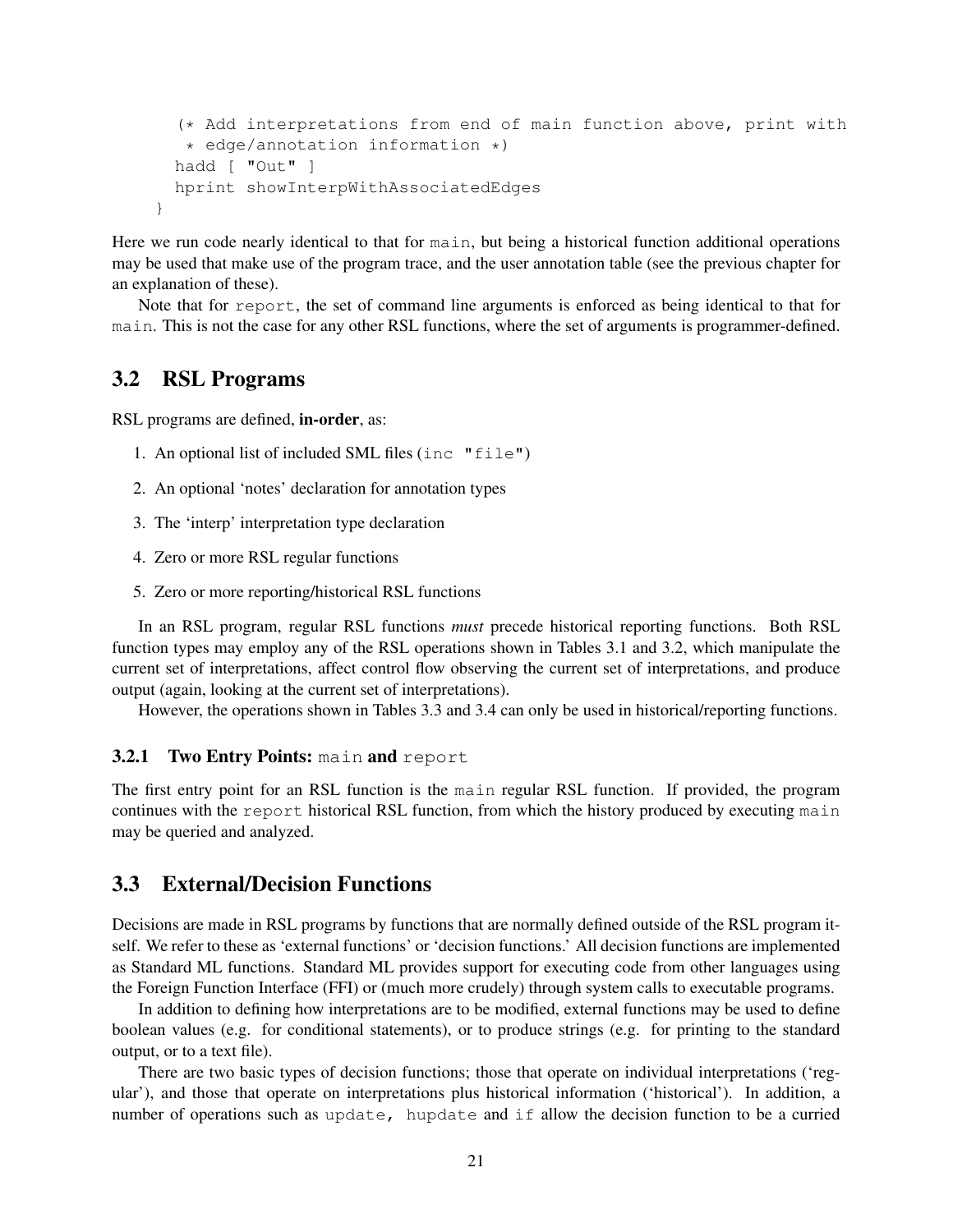```
  (* Add interpretations from end of main function above, print with
   * edge/annotation information *)
  hadd [ "Out" ]
  hprint showInterpWithAssociatedEdges
}
```

Here we run code nearly identical to that for `main`, but being a historical function additional operations may be used that make use of the program trace, and the user annotation table (see the previous chapter for an explanation of these).

Note that for `report`, the set of command line arguments is enforced as being identical to that for `main`. This is not the case for any other RSL functions, where the set of arguments is programmer-defined.

## 3.2 RSL Programs

RSL programs are defined, **in-order**, as:

1. An optional list of included SML files (`inc "file"`)
2. An optional 'notes' declaration for annotation types
3. The 'interp' interpretation type declaration
4. Zero or more RSL regular functions
5. Zero or more reporting/historical RSL functions

In an RSL program, regular RSL functions *must* precede historical reporting functions. Both RSL function types may employ any of the RSL operations shown in Tables 3.1 and 3.2, which manipulate the current set of interpretations, affect control flow observing the current set of interpretations, and produce output (again, looking at the current set of interpretations).

However, the operations shown in Tables 3.3 and 3.4 can only be used in historical/reporting functions.

### 3.2.1 Two Entry Points: `main` and `report`

The first entry point for an RSL function is the `main` regular RSL function. If provided, the program continues with the `report` historical RSL function, from which the history produced by executing `main` may be queried and analyzed.

## 3.3 External/Decision Functions

Decisions are made in RSL programs by functions that are normally defined outside of the RSL program itself. We refer to these as 'external functions' or 'decision functions.' All decision functions are implemented as Standard ML functions. Standard ML provides support for executing code from other languages using the Foreign Function Interface (FFI) or (much more crudely) through system calls to executable programs.

In addition to defining how interpretations are to be modified, external functions may be used to define boolean values (e.g. for conditional statements), or to produce strings (e.g. for printing to the standard output, or to a text file).

There are two basic types of decision functions; those that operate on individual interpretations ('regular'), and those that operate on interpretations plus historical information ('historical'). In addition, a number of operations such as `update, hupdate` and `if` allow the decision function to be a curried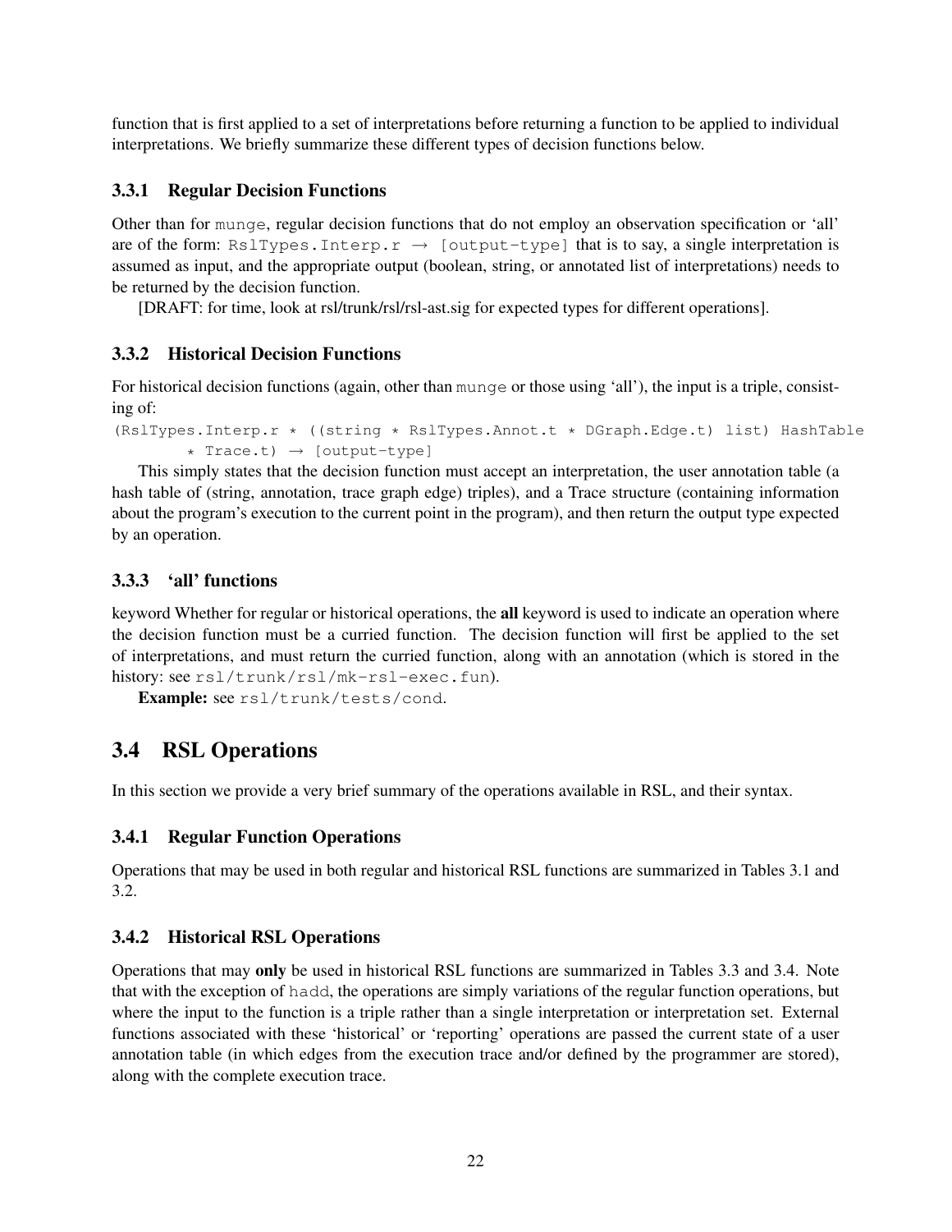function that is first applied to a set of interpretations before returning a function to be applied to individual interpretations. We briefly summarize these different types of decision functions below.

### 3.3.1 Regular Decision Functions

Other than for `munge`, regular decision functions that do not employ an observation specification or 'all' are of the form: `RslTypes.Interp.r → [output-type]` that is to say, a single interpretation is assumed as input, and the appropriate output (boolean, string, or annotated list of interpretations) needs to be returned by the decision function.

[DRAFT: for time, look at rsl/trunk/rsl/rsl-ast.sig for expected types for different operations].

### 3.3.2 Historical Decision Functions

For historical decision functions (again, other than `munge` or those using 'all'), the input is a triple, consisting of:

```
(RslTypes.Interp.r * ((string * RslTypes.Annot.t * DGraph.Edge.t) list) HashTable
        * Trace.t) → [output-type]
```

This simply states that the decision function must accept an interpretation, the user annotation table (a hash table of (string, annotation, trace graph edge) triples), and a Trace structure (containing information about the program's execution to the current point in the program), and then return the output type expected by an operation.

### 3.3.3 'all' functions

keyword Whether for regular or historical operations, the **all** keyword is used to indicate an operation where the decision function must be a curried function. The decision function will first be applied to the set of interpretations, and must return the curried function, along with an annotation (which is stored in the history: see `rsl/trunk/rsl/mk-rsl-exec.fun`).

**Example:** see `rsl/trunk/tests/cond`.

## 3.4 RSL Operations

In this section we provide a very brief summary of the operations available in RSL, and their syntax.

### 3.4.1 Regular Function Operations

Operations that may be used in both regular and historical RSL functions are summarized in Tables 3.1 and 3.2.

### 3.4.2 Historical RSL Operations

Operations that may **only** be used in historical RSL functions are summarized in Tables 3.3 and 3.4. Note that with the exception of `hadd`, the operations are simply variations of the regular function operations, but where the input to the function is a triple rather than a single interpretation or interpretation set. External functions associated with these 'historical' or 'reporting' operations are passed the current state of a user annotation table (in which edges from the execution trace and/or defined by the programmer are stored), along with the complete execution trace.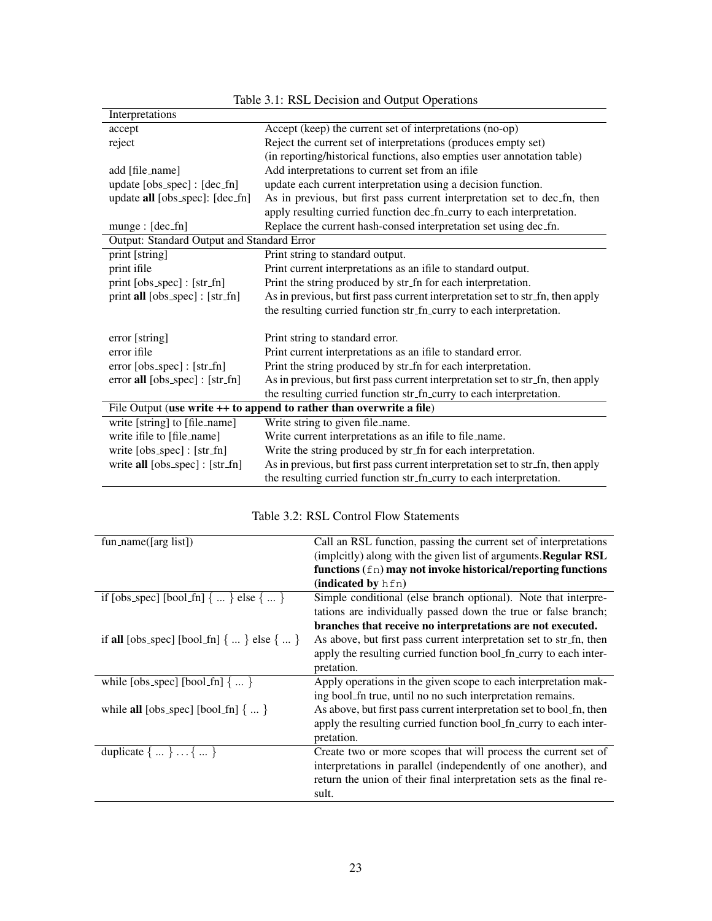Table 3.1: RSL Decision and Output Operations

| Interpretations | |
|---|---|
| accept | Accept (keep) the current set of interpretations (no-op) |
| reject | Reject the current set of interpretations (produces empty set) (in reporting/historical functions, also empties user annotation table) |
| add [file_name] | Add interpretations to current set from an ifile |
| update [obs_spec] : [dec_fn] | update each current interpretation using a decision function. |
| update **all** [obs_spec]: [dec_fn] | As in previous, but first pass current interpretation set to dec_fn, then apply resulting curried function dec_fn_curry to each interpretation. |
| munge : [dec_fn] | Replace the current hash-consed interpretation set using dec_fn. |
| **Output: Standard Output and Standard Error** | |
| print [string] | Print string to standard output. |
| print ifile | Print current interpretations as an ifile to standard output. |
| print [obs_spec] : [str_fn] | Print the string produced by str_fn for each interpretation. |
| print **all** [obs_spec] : [str_fn] | As in previous, but first pass current interpretation set to str_fn, then apply the resulting curried function str_fn_curry to each interpretation. |
| error [string] | Print string to standard error. |
| error ifile | Print current interpretations as an ifile to standard error. |
| error [obs_spec] : [str_fn] | Print the string produced by str_fn for each interpretation. |
| error **all** [obs_spec] : [str_fn] | As in previous, but first pass current interpretation set to str_fn, then apply the resulting curried function str_fn_curry to each interpretation. |
| File Output (**use write ++ to append to rather than overwrite a file**) | |
| write [string] to [file_name] | Write string to given file_name. |
| write ifile to [file_name] | Write current interpretations as an ifile to file_name. |
| write [obs_spec] : [str_fn] | Write the string produced by str_fn for each interpretation. |
| write **all** [obs_spec] : [str_fn] | As in previous, but first pass current interpretation set to str_fn, then apply the resulting curried function str_fn_curry to each interpretation. |

Table 3.2: RSL Control Flow Statements

| | |
|---|---|
| fun_name([arg list]) | Call an RSL function, passing the current set of interpretations (implcitly) along with the given list of arguments. **Regular RSL functions (`fn`) may not invoke historical/reporting functions (indicated by `hfn`)** |
| if [obs_spec] [bool_fn] { ... } else { ... } | Simple conditional (else branch optional). Note that interpretations are individually passed down the true or false branch; **branches that receive no interpretations are not executed.** |
| if **all** [obs_spec] [bool_fn] { ... } else { ... } | As above, but first pass current interpretation set to str_fn, then apply the resulting curried function bool_fn_curry to each interpretation. |
| while [obs_spec] [bool_fn] { ... } | Apply operations in the given scope to each interpretation making bool_fn true, until no no such interpretation remains. |
| while **all** [obs_spec] [bool_fn] { ... } | As above, but first pass current interpretation set to bool_fn, then apply the resulting curried function bool_fn_curry to each interpretation. |
| duplicate { ... } ... { ... } | Create two or more scopes that will process the current set of interpretations in parallel (independently of one another), and return the union of their final interpretation sets as the final result. |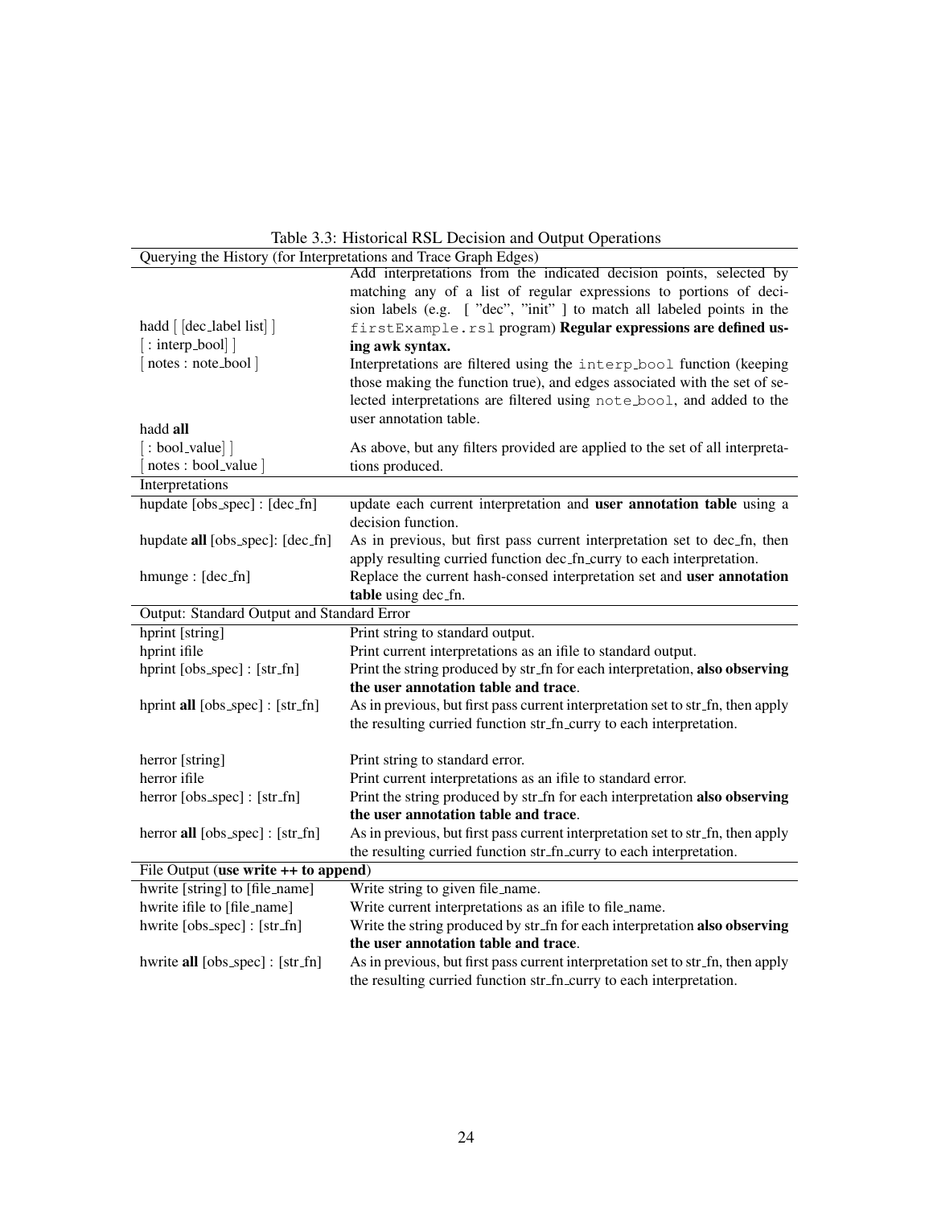Table 3.3: Historical RSL Decision and Output Operations

| | |
|---|---|
| **Querying the History (for Interpretations and Trace Graph Edges)** | |
| hadd [ [dec_label list] ] <br> [ : interp_bool] ] <br> [ notes : note_bool ] | Add interpretations from the indicated decision points, selected by matching any of a list of regular expressions to portions of decision labels (e.g. [ "dec", "init" ] to match all labeled points in the `firstExample.rsl` program) **Regular expressions are defined using awk syntax.** <br> Interpretations are filtered using the `interp_bool` function (keeping those making the function true), and edges associated with the set of selected interpretations are filtered using `note_bool`, and added to the user annotation table. |
| hadd **all** <br> [ : bool_value] ] <br> [ notes : bool_value ] | As above, but any filters provided are applied to the set of all interpretations produced. |
| **Interpretations** | |
| hupdate [obs_spec] : [dec_fn] | update each current interpretation and **user annotation table** using a decision function. |
| hupdate **all** [obs_spec]: [dec_fn] | As in previous, but first pass current interpretation set to dec_fn, then apply resulting curried function dec_fn_curry to each interpretation. |
| hmunge : [dec_fn] | Replace the current hash-consed interpretation set and **user annotation table** using dec_fn. |
| **Output: Standard Output and Standard Error** | |
| hprint [string] | Print string to standard output. |
| hprint ifile | Print current interpretations as an ifile to standard output. |
| hprint [obs_spec] : [str_fn] | Print the string produced by str_fn for each interpretation, **also observing the user annotation table and trace**. |
| hprint **all** [obs_spec] : [str_fn] | As in previous, but first pass current interpretation set to str_fn, then apply the resulting curried function str_fn_curry to each interpretation. |
| herror [string] | Print string to standard error. |
| herror ifile | Print current interpretations as an ifile to standard error. |
| herror [obs_spec] : [str_fn] | Print the string produced by str_fn for each interpretation **also observing the user annotation table and trace**. |
| herror **all** [obs_spec] : [str_fn] | As in previous, but first pass current interpretation set to str_fn, then apply the resulting curried function str_fn_curry to each interpretation. |
| **File Output (use write ++ to append)** | |
| hwrite [string] to [file_name] | Write string to given file_name. |
| hwrite ifile to [file_name] | Write current interpretations as an ifile to file_name. |
| hwrite [obs_spec] : [str_fn] | Write the string produced by str_fn for each interpretation **also observing the user annotation table and trace**. |
| hwrite **all** [obs_spec] : [str_fn] | As in previous, but first pass current interpretation set to str_fn, then apply the resulting curried function str_fn_curry to each interpretation. |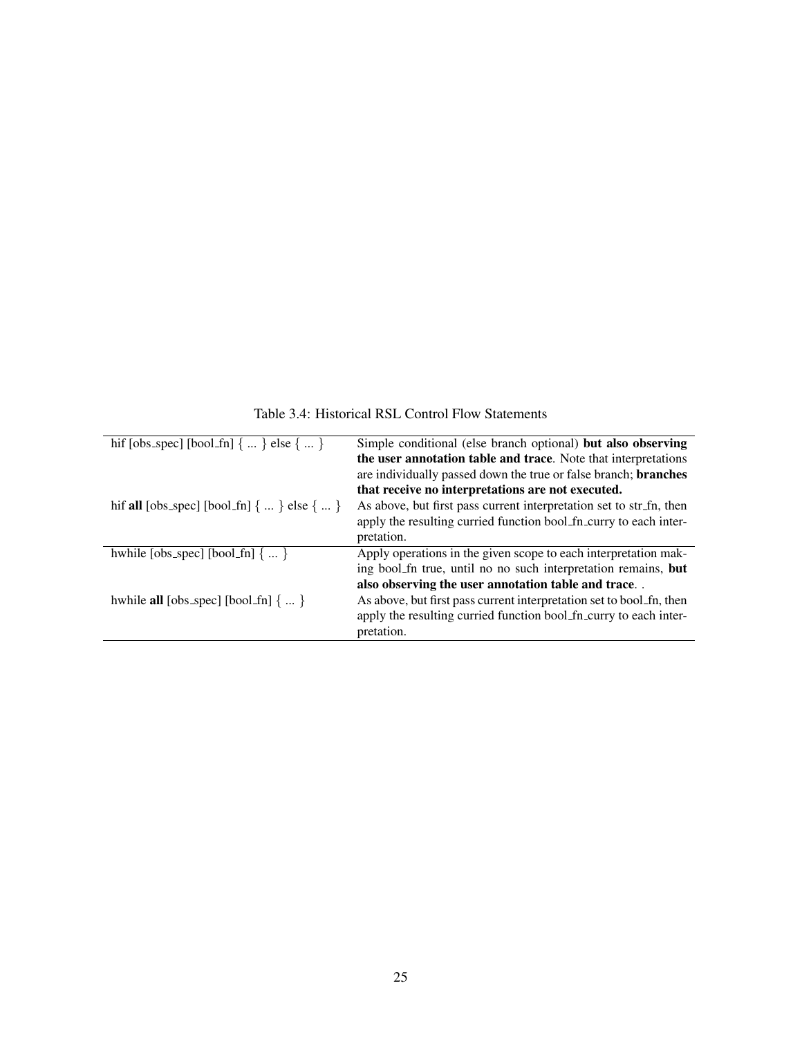Table 3.4: Historical RSL Control Flow Statements

| | |
|---|---|
| hif [obs_spec] [bool_fn] { ... } else { ... } | Simple conditional (else branch optional) **but also observing the user annotation table and trace**. Note that interpretations are individually passed down the true or false branch; **branches that receive no interpretations are not executed.** |
| hif **all** [obs_spec] [bool_fn] { ... } else { ... } | As above, but first pass current interpretation set to str_fn, then apply the resulting curried function bool_fn_curry to each interpretation. |
| hwhile [obs_spec] [bool_fn] { ... } | Apply operations in the given scope to each interpretation making bool_fn true, until no no such interpretation remains, **but also observing the user annotation table and trace**. . |
| hwhile **all** [obs_spec] [bool_fn] { ... } | As above, but first pass current interpretation set to bool_fn, then apply the resulting curried function bool_fn_curry to each interpretation. |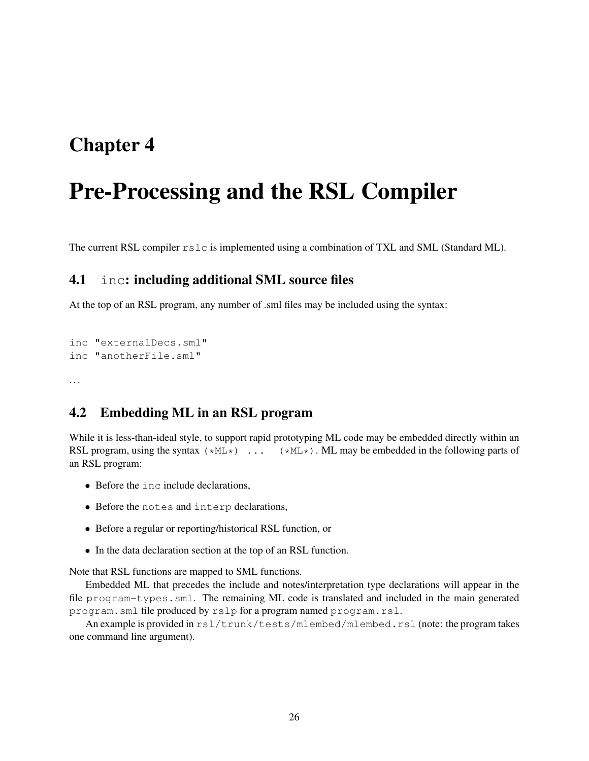# Chapter 4

# Pre-Processing and the RSL Compiler

The current RSL compiler `rslc` is implemented using a combination of TXL and SML (Standard ML).

## 4.1 `inc`: including additional SML source files

At the top of an RSL program, any number of .sml files may be included using the syntax:

```
inc "externalDecs.sml"
inc "anotherFile.sml"
```

...

## 4.2 Embedding ML in an RSL program

While it is less-than-ideal style, to support rapid prototyping ML code may be embedded directly within an RSL program, using the syntax `(*ML*) ... (*ML*)`. ML may be embedded in the following parts of an RSL program:

- Before the `inc` include declarations,
- Before the `notes` and `interp` declarations,
- Before a regular or reporting/historical RSL function, or
- In the data declaration section at the top of an RSL function.

Note that RSL functions are mapped to SML functions.

Embedded ML that precedes the include and notes/interpretation type declarations will appear in the file `program-types.sml`. The remaining ML code is translated and included in the main generated `program.sml` file produced by `rslp` for a program named `program.rsl`.

An example is provided in `rsl/trunk/tests/mlembed/mlembed.rsl` (note: the program takes one command line argument).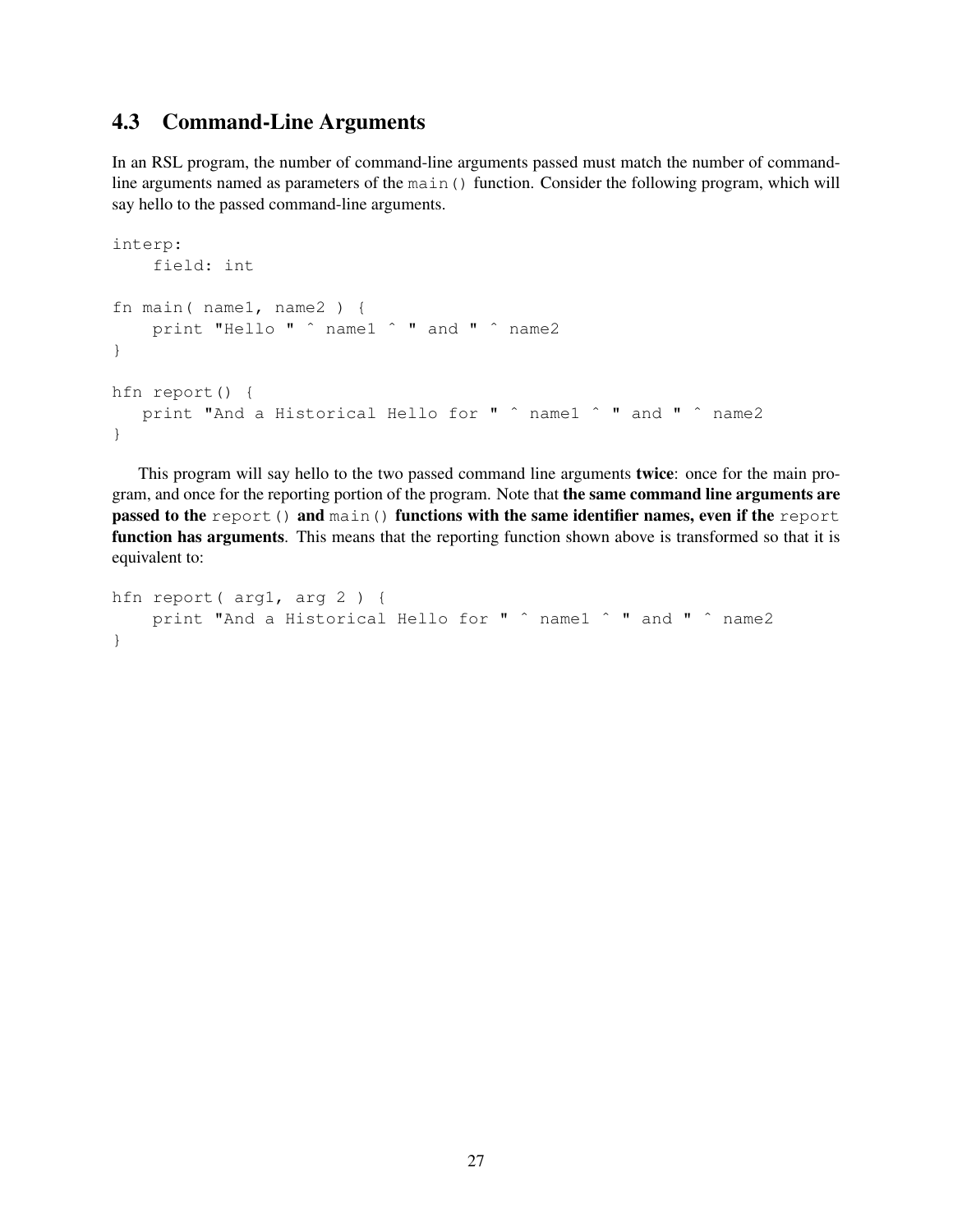## 4.3 Command-Line Arguments

In an RSL program, the number of command-line arguments passed must match the number of command-line arguments named as parameters of the `main()` function. Consider the following program, which will say hello to the passed command-line arguments.

```
interp:
    field: int

fn main( name1, name2 ) {
    print "Hello " ^ name1 ^ " and " ^ name2
}

hfn report() {
   print "And a Historical Hello for " ^ name1 ^ " and " ^ name2
}
```

This program will say hello to the two passed command line arguments **twice**: once for the main program, and once for the reporting portion of the program. Note that **the same command line arguments are passed to the `report()` and `main()` functions with the same identifier names, even if the `report` function has arguments**. This means that the reporting function shown above is transformed so that it is equivalent to:

```
hfn report( arg1, arg 2 ) {
    print "And a Historical Hello for " ^ name1 ^ " and " ^ name2
}
```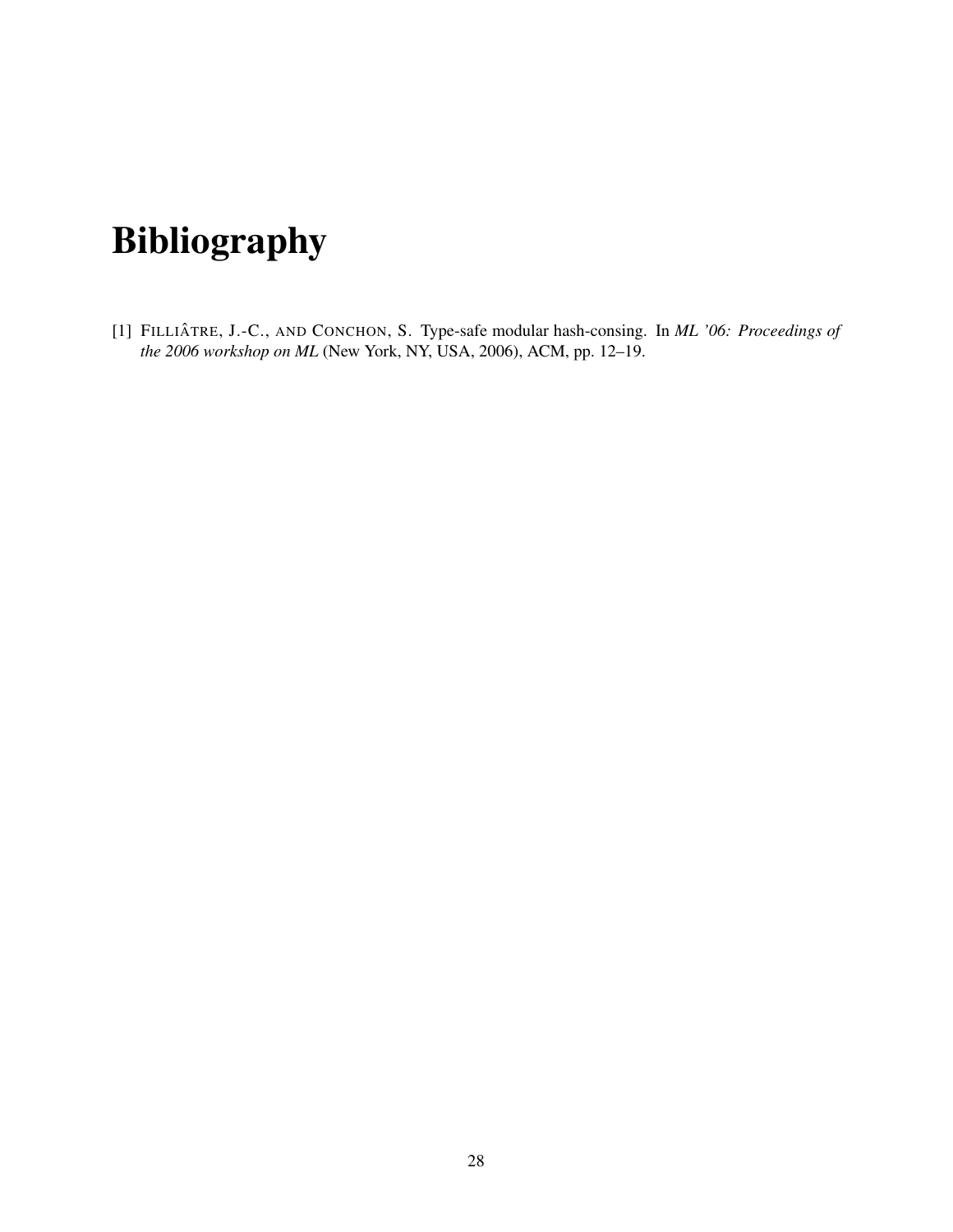# Bibliography

[1] Filliâtre, J.-C., and Conchon, S. Type-safe modular hash-consing. In *ML '06: Proceedings of the 2006 workshop on ML* (New York, NY, USA, 2006), ACM, pp. 12–19.